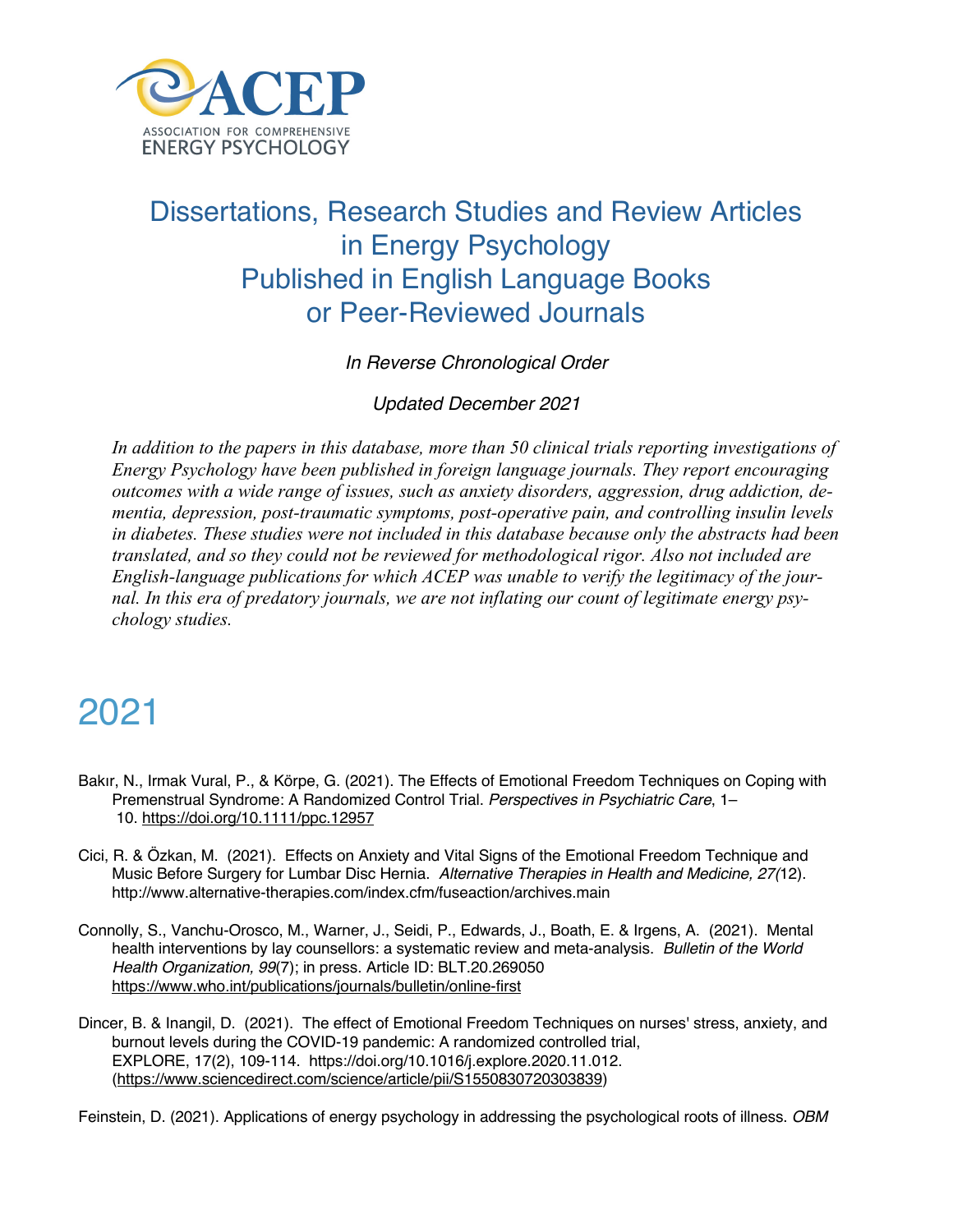ACEP
ASSOCIATION FOR COMPREHENSIVE
ENERGY PSYCHOLOGY

# Dissertations, Research Studies and Review Articles in Energy Psychology Published in English Language Books or Peer-Reviewed Journals

*In Reverse Chronological Order*

*Updated December 2021*

*In addition to the papers in this database, more than 50 clinical trials reporting investigations of Energy Psychology have been published in foreign language journals. They report encouraging outcomes with a wide range of issues, such as anxiety disorders, aggression, drug addiction, dementia, depression, post-traumatic symptoms, post-operative pain, and controlling insulin levels in diabetes. These studies were not included in this database because only the abstracts had been translated, and so they could not be reviewed for methodological rigor. Also not included are English-language publications for which ACEP was unable to verify the legitimacy of the journal. In this era of predatory journals, we are not inflating our count of legitimate energy psychology studies.*

## 2021

Bakır, N., Irmak Vural, P., & Körpe, G. (2021). The Effects of Emotional Freedom Techniques on Coping with Premenstrual Syndrome: A Randomized Control Trial. *Perspectives in Psychiatric Care*, 1–10. https://doi.org/10.1111/ppc.12957

Cici, R. & Özkan, M. (2021). Effects on Anxiety and Vital Signs of the Emotional Freedom Technique and Music Before Surgery for Lumbar Disc Hernia. *Alternative Therapies in Health and Medicine, 27(*12). http://www.alternative-therapies.com/index.cfm/fuseaction/archives.main

Connolly, S., Vanchu-Orosco, M., Warner, J., Seidi, P., Edwards, J., Boath, E. & Irgens, A. (2021). Mental health interventions by lay counsellors: a systematic review and meta-analysis. *Bulletin of the World Health Organization, 99*(7); in press. Article ID: BLT.20.269050 https://www.who.int/publications/journals/bulletin/online-first

Dincer, B. & Inangil, D. (2021). The effect of Emotional Freedom Techniques on nurses' stress, anxiety, and burnout levels during the COVID-19 pandemic: A randomized controlled trial, EXPLORE, 17(2), 109-114. https://doi.org/10.1016/j.explore.2020.11.012. (https://www.sciencedirect.com/science/article/pii/S1550830720303839)

Feinstein, D. (2021). Applications of energy psychology in addressing the psychological roots of illness. *OBM*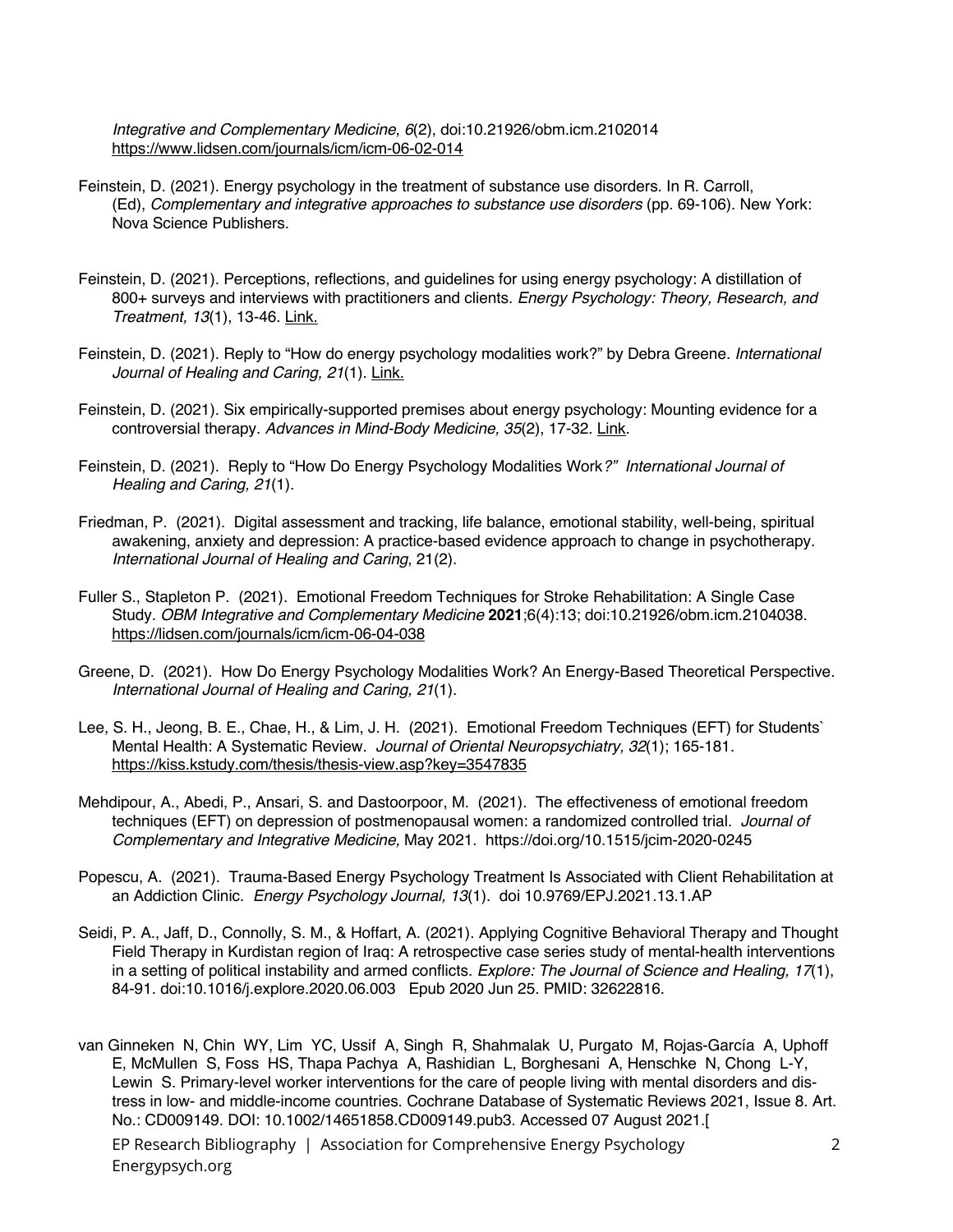*Integrative and Complementary Medicine*, *6*(2), doi:10.21926/obm.icm.2102014 https://www.lidsen.com/journals/icm/icm-06-02-014

Feinstein, D. (2021). Energy psychology in the treatment of substance use disorders. In R. Carroll, (Ed), *Complementary and integrative approaches to substance use disorders* (pp. 69-106). New York: Nova Science Publishers.

Feinstein, D. (2021). Perceptions, reflections, and guidelines for using energy psychology: A distillation of 800+ surveys and interviews with practitioners and clients. *Energy Psychology: Theory, Research, and Treatment, 13*(1), 13-46. Link.

Feinstein, D. (2021). Reply to "How do energy psychology modalities work?" by Debra Greene. *International Journal of Healing and Caring, 21*(1). Link.

Feinstein, D. (2021). Six empirically-supported premises about energy psychology: Mounting evidence for a controversial therapy. *Advances in Mind-Body Medicine, 35*(2), 17-32. Link.

Feinstein, D. (2021). Reply to "How Do Energy Psychology Modalities Work*?" International Journal of Healing and Caring, 21*(1).

Friedman, P. (2021). Digital assessment and tracking, life balance, emotional stability, well-being, spiritual awakening, anxiety and depression: A practice-based evidence approach to change in psychotherapy. *International Journal of Healing and Caring*, 21(2).

Fuller S., Stapleton P. (2021). Emotional Freedom Techniques for Stroke Rehabilitation: A Single Case Study. *OBM Integrative and Complementary Medicine* **2021**;6(4):13; doi:10.21926/obm.icm.2104038. https://lidsen.com/journals/icm/icm-06-04-038

Greene, D. (2021). How Do Energy Psychology Modalities Work? An Energy-Based Theoretical Perspective. *International Journal of Healing and Caring, 21*(1).

Lee, S. H., Jeong, B. E., Chae, H., & Lim, J. H. (2021). Emotional Freedom Techniques (EFT) for Students` Mental Health: A Systematic Review. *Journal of Oriental Neuropsychiatry, 32*(1); 165-181. https://kiss.kstudy.com/thesis/thesis-view.asp?key=3547835

Mehdipour, A., Abedi, P., Ansari, S. and Dastoorpoor, M. (2021). The effectiveness of emotional freedom techniques (EFT) on depression of postmenopausal women: a randomized controlled trial. *Journal of Complementary and Integrative Medicine,* May 2021. https://doi.org/10.1515/jcim-2020-0245

Popescu, A. (2021). Trauma-Based Energy Psychology Treatment Is Associated with Client Rehabilitation at an Addiction Clinic. *Energy Psychology Journal, 13*(1). doi 10.9769/EPJ.2021.13.1.AP

Seidi, P. A., Jaff, D., Connolly, S. M., & Hoffart, A. (2021). Applying Cognitive Behavioral Therapy and Thought Field Therapy in Kurdistan region of Iraq: A retrospective case series study of mental-health interventions in a setting of political instability and armed conflicts. *Explore: The Journal of Science and Healing, 17*(1), 84-91. doi:10.1016/j.explore.2020.06.003 Epub 2020 Jun 25. PMID: 32622816.

van Ginneken N, Chin WY, Lim YC, Ussif A, Singh R, Shahmalak U, Purgato M, Rojas-García A, Uphoff E, McMullen S, Foss HS, Thapa Pachya A, Rashidian L, Borghesani A, Henschke N, Chong L-Y, Lewin S. Primary-level worker interventions for the care of people living with mental disorders and distress in low- and middle-income countries. Cochrane Database of Systematic Reviews 2021, Issue 8. Art. No.: CD009149. DOI: 10.1002/14651858.CD009149.pub3. Accessed 07 August 2021.[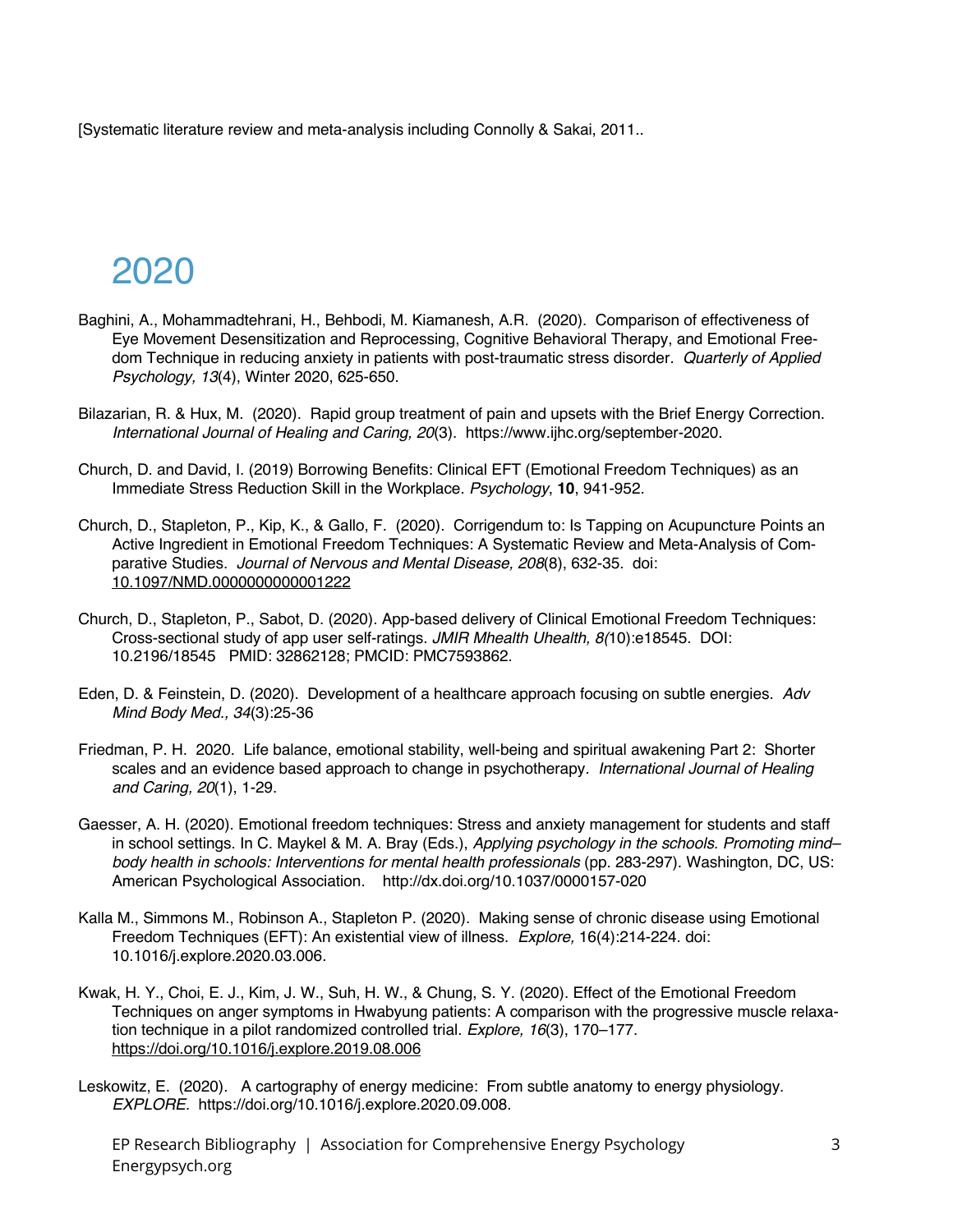[Systematic literature review and meta-analysis including Connolly & Sakai, 2011..

# 2020

Baghini, A., Mohammadtehrani, H., Behbodi, M. Kiamanesh, A.R. (2020). Comparison of effectiveness of Eye Movement Desensitization and Reprocessing, Cognitive Behavioral Therapy, and Emotional Freedom Technique in reducing anxiety in patients with post-traumatic stress disorder. *Quarterly of Applied Psychology, 13*(4), Winter 2020, 625-650.

Bilazarian, R. & Hux, M. (2020). Rapid group treatment of pain and upsets with the Brief Energy Correction. *International Journal of Healing and Caring, 20*(3). https://www.ijhc.org/september-2020.

Church, D. and David, I. (2019) Borrowing Benefits: Clinical EFT (Emotional Freedom Techniques) as an Immediate Stress Reduction Skill in the Workplace. *Psychology*, **10**, 941-952.

Church, D., Stapleton, P., Kip, K., & Gallo, F. (2020). Corrigendum to: Is Tapping on Acupuncture Points an Active Ingredient in Emotional Freedom Techniques: A Systematic Review and Meta-Analysis of Comparative Studies. *Journal of Nervous and Mental Disease, 208*(8), 632-35. doi: 10.1097/NMD.0000000000001222

Church, D., Stapleton, P., Sabot, D. (2020). App-based delivery of Clinical Emotional Freedom Techniques: Cross-sectional study of app user self-ratings. *JMIR Mhealth Uhealth, 8(*10):e18545. DOI: 10.2196/18545 PMID: 32862128; PMCID: PMC7593862.

Eden, D. & Feinstein, D. (2020). Development of a healthcare approach focusing on subtle energies. *Adv Mind Body Med., 34*(3):25-36

Friedman, P. H. 2020. Life balance, emotional stability, well-being and spiritual awakening Part 2: Shorter scales and an evidence based approach to change in psychotherapy. *International Journal of Healing and Caring, 20*(1), 1-29.

Gaesser, A. H. (2020). Emotional freedom techniques: Stress and anxiety management for students and staff in school settings. In C. Maykel & M. A. Bray (Eds.), *Applying psychology in the schools. Promoting mind–body health in schools: Interventions for mental health professionals* (pp. 283-297). Washington, DC, US: American Psychological Association. http://dx.doi.org/10.1037/0000157-020

Kalla M., Simmons M., Robinson A., Stapleton P. (2020). Making sense of chronic disease using Emotional Freedom Techniques (EFT): An existential view of illness. *Explore,* 16(4):214-224. doi: 10.1016/j.explore.2020.03.006.

Kwak, H. Y., Choi, E. J., Kim, J. W., Suh, H. W., & Chung, S. Y. (2020). Effect of the Emotional Freedom Techniques on anger symptoms in Hwabyung patients: A comparison with the progressive muscle relaxation technique in a pilot randomized controlled trial. *Explore, 16*(3), 170–177. https://doi.org/10.1016/j.explore.2019.08.006

Leskowitz, E. (2020). A cartography of energy medicine: From subtle anatomy to energy physiology. *EXPLORE.* https://doi.org/10.1016/j.explore.2020.09.008.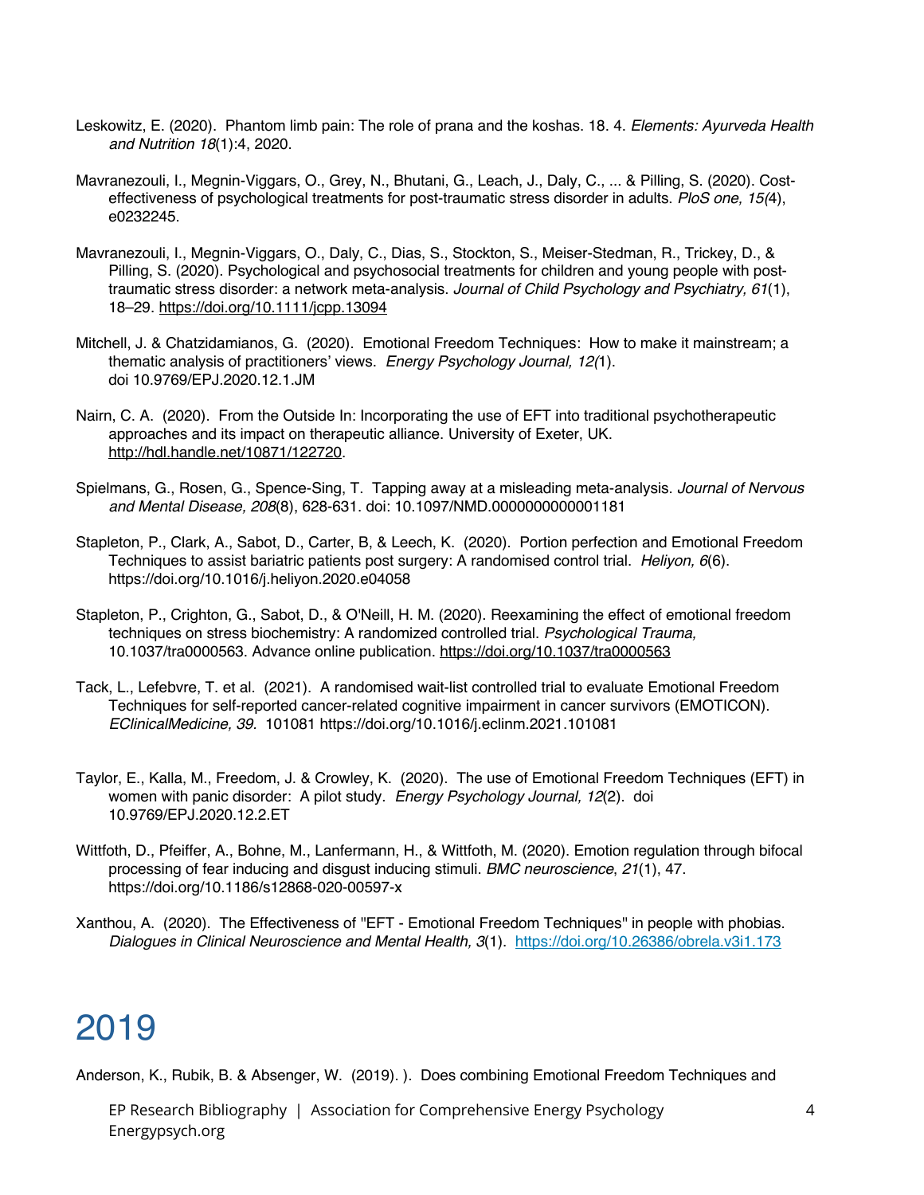Leskowitz, E. (2020). Phantom limb pain: The role of prana and the koshas. 18. 4. *Elements: Ayurveda Health and Nutrition 18*(1):4, 2020.

Mavranezouli, I., Megnin-Viggars, O., Grey, N., Bhutani, G., Leach, J., Daly, C., ... & Pilling, S. (2020). Cost-effectiveness of psychological treatments for post-traumatic stress disorder in adults. *PloS one, 15(*4), e0232245.

Mavranezouli, I., Megnin-Viggars, O., Daly, C., Dias, S., Stockton, S., Meiser-Stedman, R., Trickey, D., & Pilling, S. (2020). Psychological and psychosocial treatments for children and young people with post-traumatic stress disorder: a network meta-analysis. *Journal of Child Psychology and Psychiatry, 61*(1), 18–29. https://doi.org/10.1111/jcpp.13094

Mitchell, J. & Chatzidamianos, G. (2020). Emotional Freedom Techniques: How to make it mainstream; a thematic analysis of practitioners' views. *Energy Psychology Journal, 12(*1). doi 10.9769/EPJ.2020.12.1.JM

Nairn, C. A. (2020). From the Outside In: Incorporating the use of EFT into traditional psychotherapeutic approaches and its impact on therapeutic alliance. University of Exeter, UK. http://hdl.handle.net/10871/122720.

Spielmans, G., Rosen, G., Spence-Sing, T. Tapping away at a misleading meta-analysis. *Journal of Nervous and Mental Disease, 208*(8), 628-631. doi: 10.1097/NMD.0000000000001181

Stapleton, P., Clark, A., Sabot, D., Carter, B, & Leech, K. (2020). Portion perfection and Emotional Freedom Techniques to assist bariatric patients post surgery: A randomised control trial. *Heliyon, 6*(6). https://doi.org/10.1016/j.heliyon.2020.e04058

Stapleton, P., Crighton, G., Sabot, D., & O'Neill, H. M. (2020). Reexamining the effect of emotional freedom techniques on stress biochemistry: A randomized controlled trial. *Psychological Trauma,* 10.1037/tra0000563. Advance online publication. https://doi.org/10.1037/tra0000563

Tack, L., Lefebvre, T. et al. (2021). A randomised wait-list controlled trial to evaluate Emotional Freedom Techniques for self-reported cancer-related cognitive impairment in cancer survivors (EMOTICON). *EClinicalMedicine, 39*. 101081 https://doi.org/10.1016/j.eclinm.2021.101081

Taylor, E., Kalla, M., Freedom, J. & Crowley, K. (2020). The use of Emotional Freedom Techniques (EFT) in women with panic disorder: A pilot study. *Energy Psychology Journal, 12*(2). doi 10.9769/EPJ.2020.12.2.ET

Wittfoth, D., Pfeiffer, A., Bohne, M., Lanfermann, H., & Wittfoth, M. (2020). Emotion regulation through bifocal processing of fear inducing and disgust inducing stimuli. *BMC neuroscience*, *21*(1), 47. https://doi.org/10.1186/s12868-020-00597-x

Xanthou, A. (2020). The Effectiveness of "EFT - Emotional Freedom Techniques" in people with phobias. *Dialogues in Clinical Neuroscience and Mental Health, 3*(1). https://doi.org/10.26386/obrela.v3i1.173

# 2019

Anderson, K., Rubik, B. & Absenger, W. (2019). ). Does combining Emotional Freedom Techniques and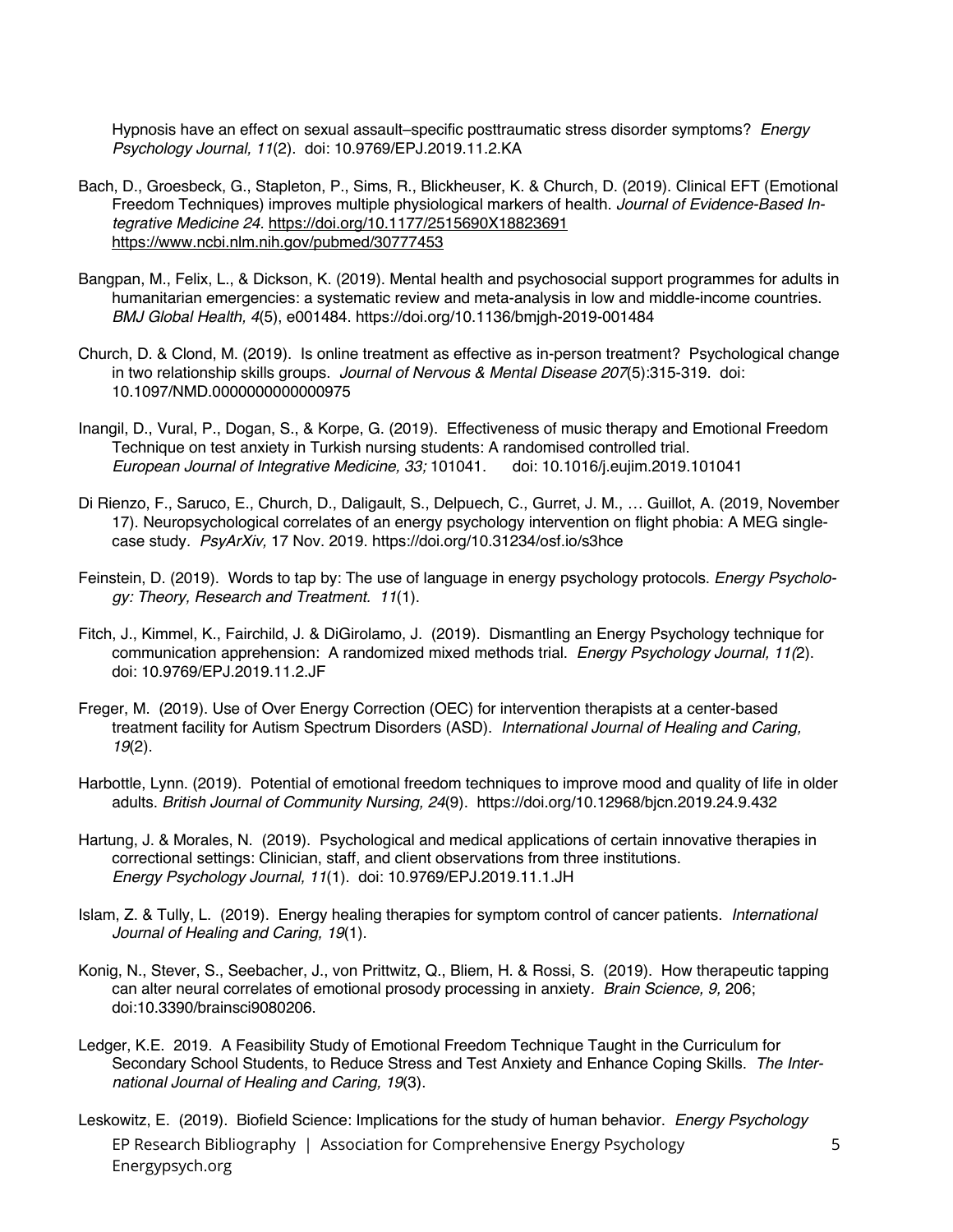Hypnosis have an effect on sexual assault–specific posttraumatic stress disorder symptoms? *Energy Psychology Journal, 11*(2). doi: 10.9769/EPJ.2019.11.2.KA

Bach, D., Groesbeck, G., Stapleton, P., Sims, R., Blickheuser, K. & Church, D. (2019). Clinical EFT (Emotional Freedom Techniques) improves multiple physiological markers of health. *Journal of Evidence-Based Integrative Medicine 24*. https://doi.org/10.1177/2515690X18823691 https://www.ncbi.nlm.nih.gov/pubmed/30777453

Bangpan, M., Felix, L., & Dickson, K. (2019). Mental health and psychosocial support programmes for adults in humanitarian emergencies: a systematic review and meta-analysis in low and middle-income countries. *BMJ Global Health, 4*(5), e001484. https://doi.org/10.1136/bmjgh-2019-001484

Church, D. & Clond, M. (2019). Is online treatment as effective as in-person treatment? Psychological change in two relationship skills groups. *Journal of Nervous & Mental Disease 207*(5):315-319. doi: 10.1097/NMD.0000000000000975

Inangil, D., Vural, P., Dogan, S., & Korpe, G. (2019). Effectiveness of music therapy and Emotional Freedom Technique on test anxiety in Turkish nursing students: A randomised controlled trial. *European Journal of Integrative Medicine, 33;* 101041. doi: 10.1016/j.eujim.2019.101041

Di Rienzo, F., Saruco, E., Church, D., Daligault, S., Delpuech, C., Gurret, J. M., … Guillot, A. (2019, November 17). Neuropsychological correlates of an energy psychology intervention on flight phobia: A MEG single-case study. *PsyArXiv,* 17 Nov. 2019. https://doi.org/10.31234/osf.io/s3hce

Feinstein, D. (2019). Words to tap by: The use of language in energy psychology protocols. *Energy Psychology: Theory, Research and Treatment. 11*(1).

Fitch, J., Kimmel, K., Fairchild, J. & DiGirolamo, J. (2019). Dismantling an Energy Psychology technique for communication apprehension: A randomized mixed methods trial. *Energy Psychology Journal, 11(*2). doi: 10.9769/EPJ.2019.11.2.JF

Freger, M. (2019). Use of Over Energy Correction (OEC) for intervention therapists at a center-based treatment facility for Autism Spectrum Disorders (ASD). *International Journal of Healing and Caring, 19*(2).

Harbottle, Lynn. (2019). Potential of emotional freedom techniques to improve mood and quality of life in older adults. *British Journal of Community Nursing, 24*(9). https://doi.org/10.12968/bjcn.2019.24.9.432

Hartung, J. & Morales, N. (2019). Psychological and medical applications of certain innovative therapies in correctional settings: Clinician, staff, and client observations from three institutions. *Energy Psychology Journal, 11*(1). doi: 10.9769/EPJ.2019.11.1.JH

Islam, Z. & Tully, L. (2019). Energy healing therapies for symptom control of cancer patients. *International Journal of Healing and Caring, 19*(1).

Konig, N., Stever, S., Seebacher, J., von Prittwitz, Q., Bliem, H. & Rossi, S. (2019). How therapeutic tapping can alter neural correlates of emotional prosody processing in anxiety*. Brain Science, 9,* 206; doi:10.3390/brainsci9080206.

Ledger, K.E. 2019. A Feasibility Study of Emotional Freedom Technique Taught in the Curriculum for Secondary School Students, to Reduce Stress and Test Anxiety and Enhance Coping Skills. *The International Journal of Healing and Caring, 19*(3).

Leskowitz, E. (2019). Biofield Science: Implications for the study of human behavior. *Energy Psychology*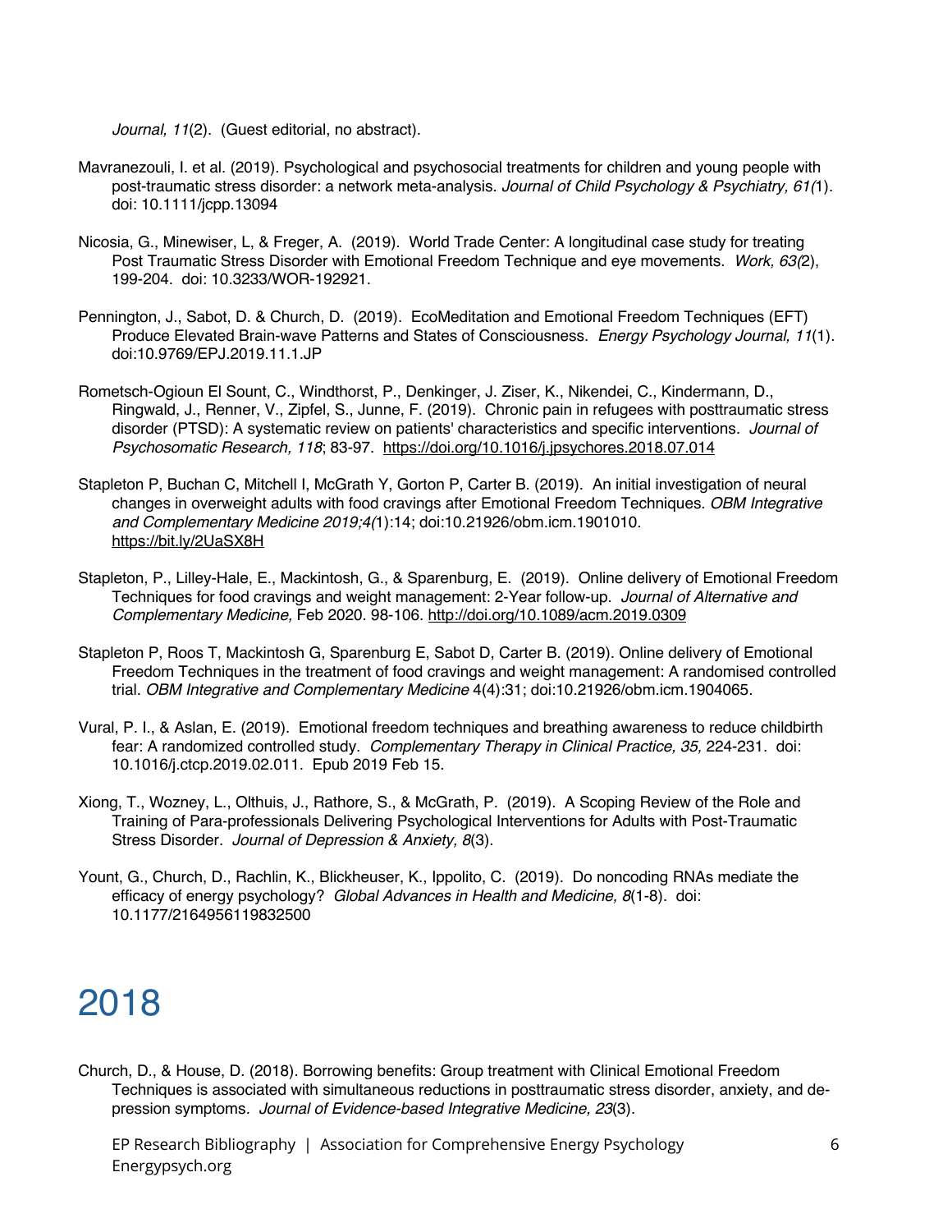*Journal, 11*(2). (Guest editorial, no abstract).

Mavranezouli, I. et al. (2019). Psychological and psychosocial treatments for children and young people with post-traumatic stress disorder: a network meta-analysis. *Journal of Child Psychology & Psychiatry, 61(*1). doi: 10.1111/jcpp.13094

Nicosia, G., Minewiser, L, & Freger, A. (2019). World Trade Center: A longitudinal case study for treating Post Traumatic Stress Disorder with Emotional Freedom Technique and eye movements. *Work, 63(*2), 199-204. doi: 10.3233/WOR-192921.

Pennington, J., Sabot, D. & Church, D. (2019). EcoMeditation and Emotional Freedom Techniques (EFT) Produce Elevated Brain-wave Patterns and States of Consciousness. *Energy Psychology Journal, 11*(1). doi:10.9769/EPJ.2019.11.1.JP

Rometsch-Ogioun El Sount, C., Windthorst, P., Denkinger, J. Ziser, K., Nikendei, C., Kindermann, D., Ringwald, J., Renner, V., Zipfel, S., Junne, F. (2019). Chronic pain in refugees with posttraumatic stress disorder (PTSD): A systematic review on patients' characteristics and specific interventions. *Journal of Psychosomatic Research, 118*; 83-97. https://doi.org/10.1016/j.jpsychores.2018.07.014

Stapleton P, Buchan C, Mitchell I, McGrath Y, Gorton P, Carter B. (2019). An initial investigation of neural changes in overweight adults with food cravings after Emotional Freedom Techniques. *OBM Integrative and Complementary Medicine 2019;4(*1):14; doi:10.21926/obm.icm.1901010. https://bit.ly/2UaSX8H

Stapleton, P., Lilley-Hale, E., Mackintosh, G., & Sparenburg, E. (2019). Online delivery of Emotional Freedom Techniques for food cravings and weight management: 2-Year follow-up. *Journal of Alternative and Complementary Medicine,* Feb 2020. 98-106. http://doi.org/10.1089/acm.2019.0309

Stapleton P, Roos T, Mackintosh G, Sparenburg E, Sabot D, Carter B. (2019). Online delivery of Emotional Freedom Techniques in the treatment of food cravings and weight management: A randomised controlled trial. *OBM Integrative and Complementary Medicine* 4(4):31; doi:10.21926/obm.icm.1904065.

Vural, P. I., & Aslan, E. (2019). Emotional freedom techniques and breathing awareness to reduce childbirth fear: A randomized controlled study. *Complementary Therapy in Clinical Practice, 35,* 224-231. doi: 10.1016/j.ctcp.2019.02.011. Epub 2019 Feb 15.

Xiong, T., Wozney, L., Olthuis, J., Rathore, S., & McGrath, P. (2019). A Scoping Review of the Role and Training of Para-professionals Delivering Psychological Interventions for Adults with Post-Traumatic Stress Disorder. *Journal of Depression & Anxiety, 8*(3).

Yount, G., Church, D., Rachlin, K., Blickheuser, K., Ippolito, C. (2019). Do noncoding RNAs mediate the efficacy of energy psychology? *Global Advances in Health and Medicine, 8*(1-8). doi: 10.1177/2164956119832500

# 2018

Church, D., & House, D. (2018). Borrowing benefits: Group treatment with Clinical Emotional Freedom Techniques is associated with simultaneous reductions in posttraumatic stress disorder, anxiety, and depression symptoms. *Journal of Evidence-based Integrative Medicine, 23*(3).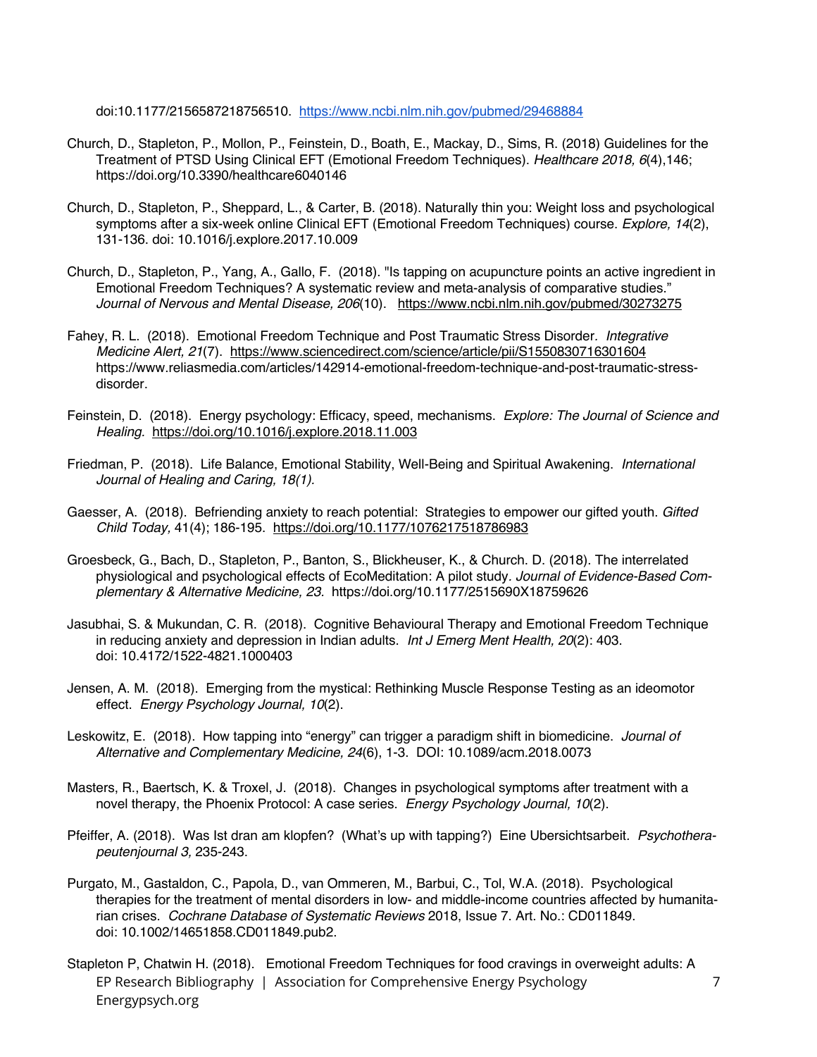doi:10.1177/2156587218756510. https://www.ncbi.nlm.nih.gov/pubmed/29468884

Church, D., Stapleton, P., Mollon, P., Feinstein, D., Boath, E., Mackay, D., Sims, R. (2018) Guidelines for the Treatment of PTSD Using Clinical EFT (Emotional Freedom Techniques). *Healthcare 2018, 6*(4),146; https://doi.org/10.3390/healthcare6040146

Church, D., Stapleton, P., Sheppard, L., & Carter, B. (2018). Naturally thin you: Weight loss and psychological symptoms after a six-week online Clinical EFT (Emotional Freedom Techniques) course. *Explore, 14*(2), 131-136. doi: 10.1016/j.explore.2017.10.009

Church, D., Stapleton, P., Yang, A., Gallo, F. (2018). "Is tapping on acupuncture points an active ingredient in Emotional Freedom Techniques? A systematic review and meta-analysis of comparative studies." *Journal of Nervous and Mental Disease, 206*(10). https://www.ncbi.nlm.nih.gov/pubmed/30273275

Fahey, R. L. (2018). Emotional Freedom Technique and Post Traumatic Stress Disorder. *Integrative Medicine Alert, 21*(7). https://www.sciencedirect.com/science/article/pii/S1550830716301604 https://www.reliasmedia.com/articles/142914-emotional-freedom-technique-and-post-traumatic-stress-disorder.

Feinstein, D. (2018). Energy psychology: Efficacy, speed, mechanisms. *Explore: The Journal of Science and Healing.* https://doi.org/10.1016/j.explore.2018.11.003

Friedman, P. (2018). Life Balance, Emotional Stability, Well-Being and Spiritual Awakening. *International Journal of Healing and Caring, 18(1).*

Gaesser, A. (2018). Befriending anxiety to reach potential: Strategies to empower our gifted youth. *Gifted Child Today,* 41(4); 186-195. https://doi.org/10.1177/1076217518786983

Groesbeck, G., Bach, D., Stapleton, P., Banton, S., Blickheuser, K., & Church. D. (2018). The interrelated physiological and psychological effects of EcoMeditation: A pilot study. *Journal of Evidence-Based Complementary & Alternative Medicine, 23*. https://doi.org/10.1177/2515690X18759626

Jasubhai, S. & Mukundan, C. R. (2018). Cognitive Behavioural Therapy and Emotional Freedom Technique in reducing anxiety and depression in Indian adults. *Int J Emerg Ment Health, 20*(2): 403. doi: 10.4172/1522-4821.1000403

Jensen, A. M. (2018). Emerging from the mystical: Rethinking Muscle Response Testing as an ideomotor effect. *Energy Psychology Journal, 10*(2).

Leskowitz, E. (2018). How tapping into "energy" can trigger a paradigm shift in biomedicine. *Journal of Alternative and Complementary Medicine, 24*(6), 1-3. DOI: 10.1089/acm.2018.0073

Masters, R., Baertsch, K. & Troxel, J. (2018). Changes in psychological symptoms after treatment with a novel therapy, the Phoenix Protocol: A case series. *Energy Psychology Journal, 10*(2).

Pfeiffer, A. (2018). Was Ist dran am klopfen? (What's up with tapping?) Eine Ubersichtsarbeit. *Psychotherapeutenjournal 3,* 235-243.

Purgato, M., Gastaldon, C., Papola, D., van Ommeren, M., Barbui, C., Tol, W.A. (2018). Psychological therapies for the treatment of mental disorders in low- and middle-income countries affected by humanitarian crises. *Cochrane Database of Systematic Reviews* 2018, Issue 7. Art. No.: CD011849. doi: 10.1002/14651858.CD011849.pub2.

Stapleton P, Chatwin H. (2018). Emotional Freedom Techniques for food cravings in overweight adults: A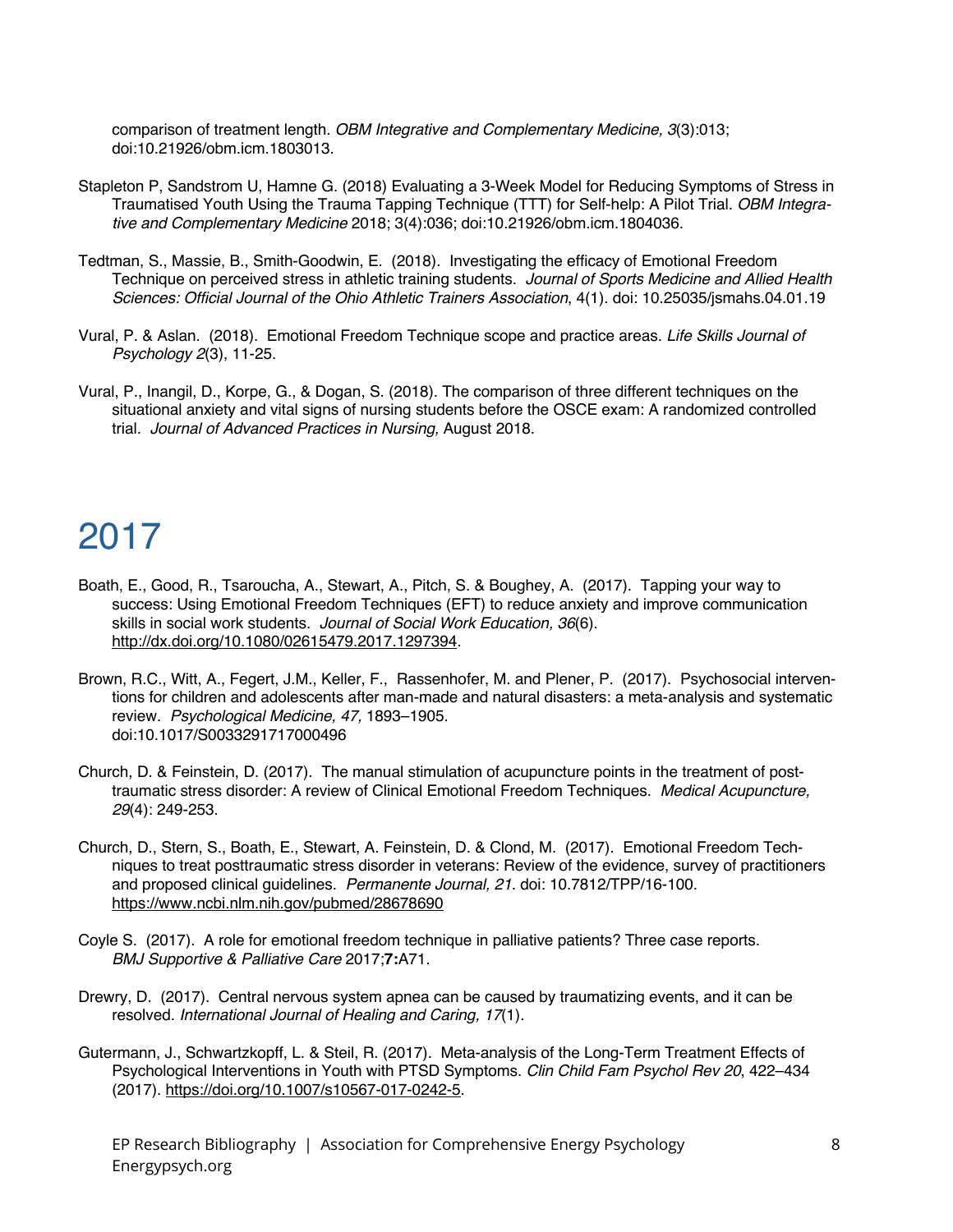comparison of treatment length. *OBM Integrative and Complementary Medicine, 3*(3):013; doi:10.21926/obm.icm.1803013.

Stapleton P, Sandstrom U, Hamne G. (2018) Evaluating a 3-Week Model for Reducing Symptoms of Stress in Traumatised Youth Using the Trauma Tapping Technique (TTT) for Self-help: A Pilot Trial. *OBM Integrative and Complementary Medicine* 2018; 3(4):036; doi:10.21926/obm.icm.1804036.

Tedtman, S., Massie, B., Smith-Goodwin, E. (2018). Investigating the efficacy of Emotional Freedom Technique on perceived stress in athletic training students. *Journal of Sports Medicine and Allied Health Sciences: Official Journal of the Ohio Athletic Trainers Association*, 4(1). doi: 10.25035/jsmahs.04.01.19

Vural, P. & Aslan. (2018). Emotional Freedom Technique scope and practice areas. *Life Skills Journal of Psychology 2*(3), 11-25.

Vural, P., Inangil, D., Korpe, G., & Dogan, S. (2018). The comparison of three different techniques on the situational anxiety and vital signs of nursing students before the OSCE exam: A randomized controlled trial. *Journal of Advanced Practices in Nursing,* August 2018.

# 2017

Boath, E., Good, R., Tsaroucha, A., Stewart, A., Pitch, S. & Boughey, A. (2017). Tapping your way to success: Using Emotional Freedom Techniques (EFT) to reduce anxiety and improve communication skills in social work students. *Journal of Social Work Education, 36*(6). http://dx.doi.org/10.1080/02615479.2017.1297394.

Brown, R.C., Witt, A., Fegert, J.M., Keller, F., Rassenhofer, M. and Plener, P. (2017). Psychosocial interventions for children and adolescents after man-made and natural disasters: a meta-analysis and systematic review. *Psychological Medicine, 47,* 1893–1905. doi:10.1017/S0033291717000496

Church, D. & Feinstein, D. (2017). The manual stimulation of acupuncture points in the treatment of post-traumatic stress disorder: A review of Clinical Emotional Freedom Techniques. *Medical Acupuncture, 29*(4): 249-253.

Church, D., Stern, S., Boath, E., Stewart, A. Feinstein, D. & Clond, M. (2017). Emotional Freedom Techniques to treat posttraumatic stress disorder in veterans: Review of the evidence, survey of practitioners and proposed clinical guidelines. *Permanente Journal, 21*. doi: 10.7812/TPP/16-100. https://www.ncbi.nlm.nih.gov/pubmed/28678690

Coyle S. (2017). A role for emotional freedom technique in palliative patients? Three case reports. *BMJ Supportive & Palliative Care* 2017;**7:**A71.

Drewry, D. (2017). Central nervous system apnea can be caused by traumatizing events, and it can be resolved. *International Journal of Healing and Caring, 17*(1).

Gutermann, J., Schwartzkopff, L. & Steil, R. (2017). Meta-analysis of the Long-Term Treatment Effects of Psychological Interventions in Youth with PTSD Symptoms. *Clin Child Fam Psychol Rev 20*, 422–434 (2017). https://doi.org/10.1007/s10567-017-0242-5.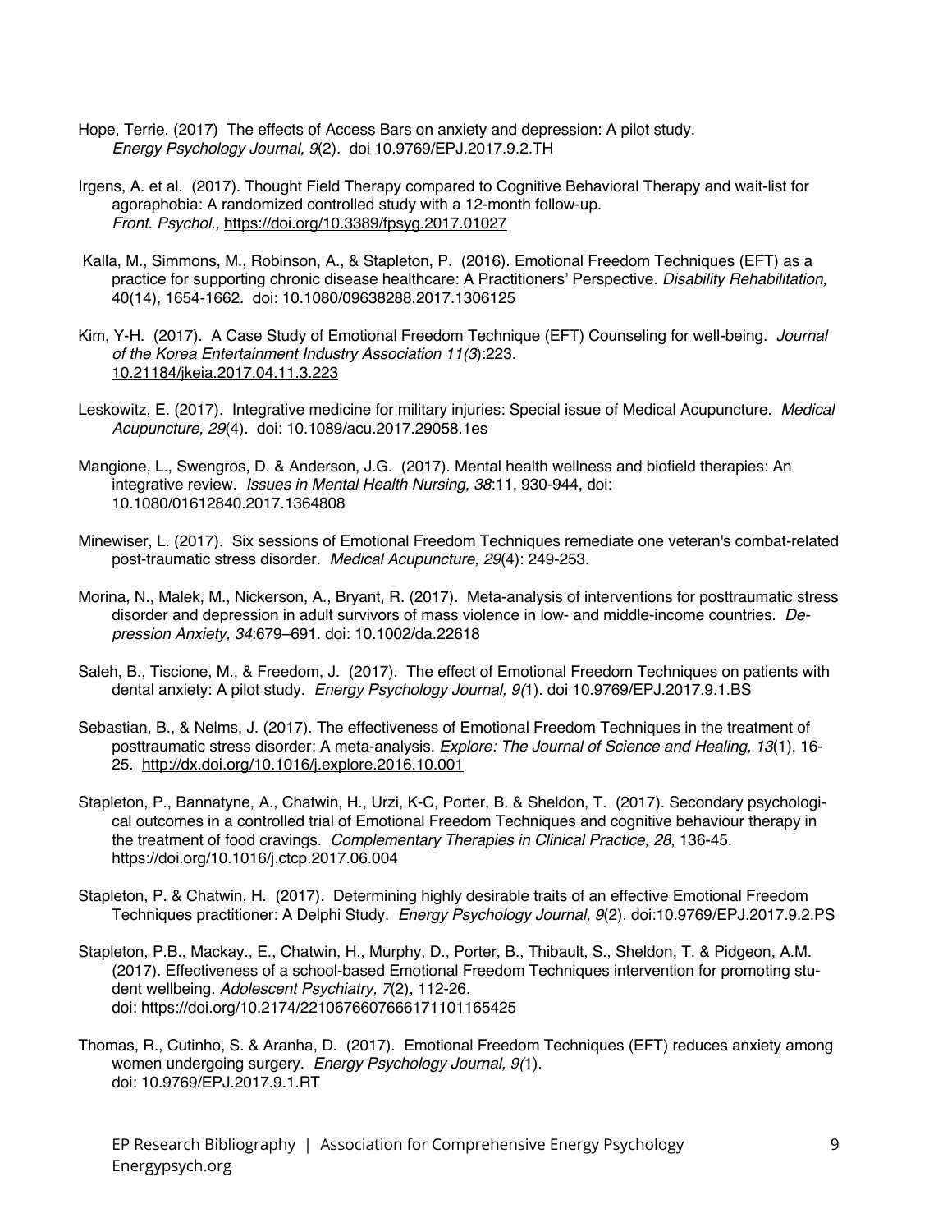Hope, Terrie. (2017) The effects of Access Bars on anxiety and depression: A pilot study. *Energy Psychology Journal, 9*(2). doi 10.9769/EPJ.2017.9.2.TH

Irgens, A. et al. (2017). Thought Field Therapy compared to Cognitive Behavioral Therapy and wait-list for agoraphobia: A randomized controlled study with a 12-month follow-up. *Front. Psychol.,* https://doi.org/10.3389/fpsyg.2017.01027

Kalla, M., Simmons, M., Robinson, A., & Stapleton, P. (2016). Emotional Freedom Techniques (EFT) as a practice for supporting chronic disease healthcare: A Practitioners' Perspective. *Disability Rehabilitation,* 40(14), 1654-1662. doi: 10.1080/09638288.2017.1306125

Kim, Y-H. (2017). A Case Study of Emotional Freedom Technique (EFT) Counseling for well-being. *Journal of the Korea Entertainment Industry Association 11(3*):223. 10.21184/jkeia.2017.04.11.3.223

Leskowitz, E. (2017). Integrative medicine for military injuries: Special issue of Medical Acupuncture. *Medical Acupuncture, 29*(4). doi: 10.1089/acu.2017.29058.1es

Mangione, L., Swengros, D. & Anderson, J.G. (2017). Mental health wellness and biofield therapies: An integrative review. *Issues in Mental Health Nursing, 38*:11, 930-944, doi: 10.1080/01612840.2017.1364808

Minewiser, L. (2017). Six sessions of Emotional Freedom Techniques remediate one veteran's combat-related post-traumatic stress disorder. *Medical Acupuncture, 29*(4): 249-253.

Morina, N., Malek, M., Nickerson, A., Bryant, R. (2017). Meta-analysis of interventions for posttraumatic stress disorder and depression in adult survivors of mass violence in low- and middle-income countries. *Depression Anxiety, 34*:679–691. doi: 10.1002/da.22618

Saleh, B., Tiscione, M., & Freedom, J. (2017). The effect of Emotional Freedom Techniques on patients with dental anxiety: A pilot study. *Energy Psychology Journal, 9(*1). doi 10.9769/EPJ.2017.9.1.BS

Sebastian, B., & Nelms, J. (2017). The effectiveness of Emotional Freedom Techniques in the treatment of posttraumatic stress disorder: A meta-analysis. *Explore: The Journal of Science and Healing, 13*(1), 16-25. http://dx.doi.org/10.1016/j.explore.2016.10.001

Stapleton, P., Bannatyne, A., Chatwin, H., Urzi, K-C, Porter, B. & Sheldon, T. (2017). Secondary psychological outcomes in a controlled trial of Emotional Freedom Techniques and cognitive behaviour therapy in the treatment of food cravings. *Complementary Therapies in Clinical Practice, 28*, 136-45. https://doi.org/10.1016/j.ctcp.2017.06.004

Stapleton, P. & Chatwin, H. (2017). Determining highly desirable traits of an effective Emotional Freedom Techniques practitioner: A Delphi Study. *Energy Psychology Journal, 9*(2). doi:10.9769/EPJ.2017.9.2.PS

Stapleton, P.B., Mackay., E., Chatwin, H., Murphy, D., Porter, B., Thibault, S., Sheldon, T. & Pidgeon, A.M. (2017). Effectiveness of a school-based Emotional Freedom Techniques intervention for promoting student wellbeing. *Adolescent Psychiatry, 7*(2), 112-26. doi: https://doi.org/10.2174/2210676607666171101165425

Thomas, R., Cutinho, S. & Aranha, D. (2017). Emotional Freedom Techniques (EFT) reduces anxiety among women undergoing surgery. *Energy Psychology Journal, 9(*1). doi: 10.9769/EPJ.2017.9.1.RT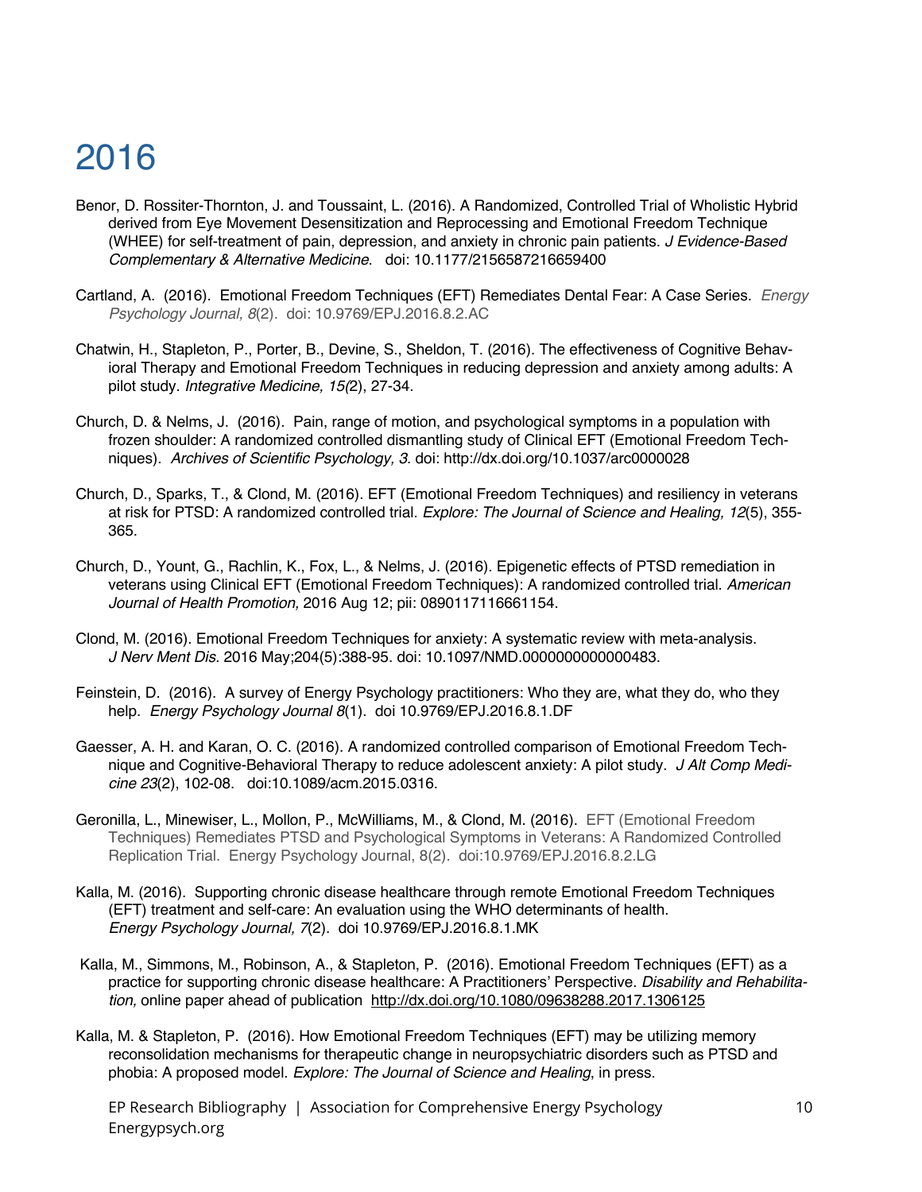# 2016

Benor, D. Rossiter-Thornton, J. and Toussaint, L. (2016). A Randomized, Controlled Trial of Wholistic Hybrid derived from Eye Movement Desensitization and Reprocessing and Emotional Freedom Technique (WHEE) for self-treatment of pain, depression, and anxiety in chronic pain patients. *J Evidence-Based Complementary & Alternative Medicine*. doi: 10.1177/2156587216659400

Cartland, A. (2016). Emotional Freedom Techniques (EFT) Remediates Dental Fear: A Case Series. *Energy Psychology Journal, 8*(2). doi: 10.9769/EPJ.2016.8.2.AC

Chatwin, H., Stapleton, P., Porter, B., Devine, S., Sheldon, T. (2016). The effectiveness of Cognitive Behavioral Therapy and Emotional Freedom Techniques in reducing depression and anxiety among adults: A pilot study. *Integrative Medicine, 15(*2), 27-34.

Church, D. & Nelms, J. (2016). Pain, range of motion, and psychological symptoms in a population with frozen shoulder: A randomized controlled dismantling study of Clinical EFT (Emotional Freedom Techniques). *Archives of Scientific Psychology, 3*. doi: http://dx.doi.org/10.1037/arc0000028

Church, D., Sparks, T., & Clond, M. (2016). EFT (Emotional Freedom Techniques) and resiliency in veterans at risk for PTSD: A randomized controlled trial. *Explore: The Journal of Science and Healing, 12*(5), 355-365.

Church, D., Yount, G., Rachlin, K., Fox, L., & Nelms, J. (2016). Epigenetic effects of PTSD remediation in veterans using Clinical EFT (Emotional Freedom Techniques): A randomized controlled trial. *American Journal of Health Promotion,* 2016 Aug 12; pii: 0890117116661154.

Clond, M. (2016). Emotional Freedom Techniques for anxiety: A systematic review with meta-analysis. *J Nerv Ment Dis.* 2016 May;204(5):388-95. doi: 10.1097/NMD.0000000000000483.

Feinstein, D. (2016). A survey of Energy Psychology practitioners: Who they are, what they do, who they help. *Energy Psychology Journal 8*(1). doi 10.9769/EPJ.2016.8.1.DF

Gaesser, A. H. and Karan, O. C. (2016). A randomized controlled comparison of Emotional Freedom Technique and Cognitive-Behavioral Therapy to reduce adolescent anxiety: A pilot study. *J Alt Comp Medicine 23*(2), 102-08. doi:10.1089/acm.2015.0316.

Geronilla, L., Minewiser, L., Mollon, P., McWilliams, M., & Clond, M. (2016). EFT (Emotional Freedom Techniques) Remediates PTSD and Psychological Symptoms in Veterans: A Randomized Controlled Replication Trial. Energy Psychology Journal, 8(2). doi:10.9769/EPJ.2016.8.2.LG

Kalla, M. (2016). Supporting chronic disease healthcare through remote Emotional Freedom Techniques (EFT) treatment and self-care: An evaluation using the WHO determinants of health. *Energy Psychology Journal, 7*(2). doi 10.9769/EPJ.2016.8.1.MK

Kalla, M., Simmons, M., Robinson, A., & Stapleton, P. (2016). Emotional Freedom Techniques (EFT) as a practice for supporting chronic disease healthcare: A Practitioners' Perspective. *Disability and Rehabilitation,* online paper ahead of publication http://dx.doi.org/10.1080/09638288.2017.1306125

Kalla, M. & Stapleton, P. (2016). How Emotional Freedom Techniques (EFT) may be utilizing memory reconsolidation mechanisms for therapeutic change in neuropsychiatric disorders such as PTSD and phobia: A proposed model. *Explore: The Journal of Science and Healing*, in press.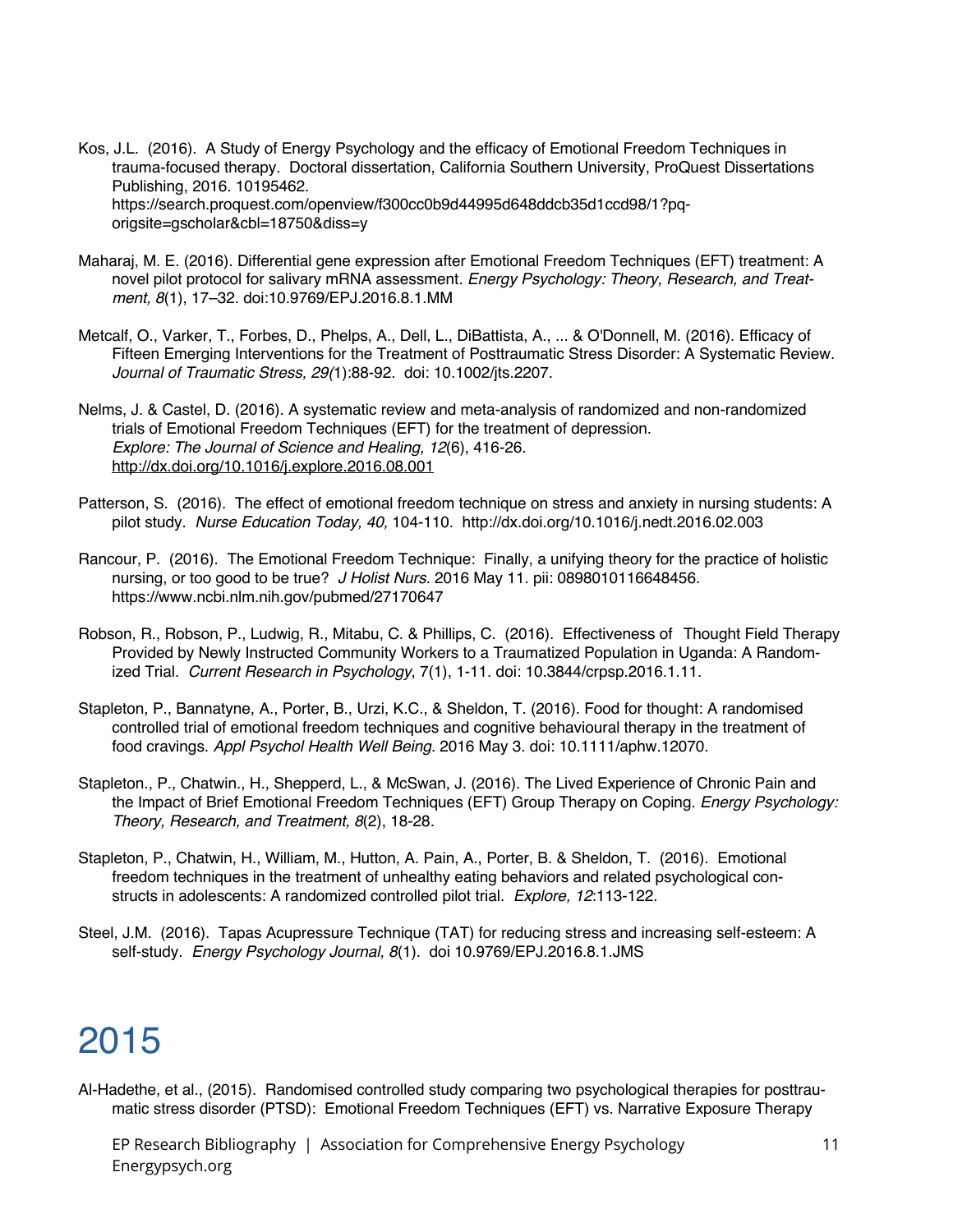Kos, J.L. (2016). A Study of Energy Psychology and the efficacy of Emotional Freedom Techniques in trauma-focused therapy. Doctoral dissertation, California Southern University, ProQuest Dissertations Publishing, 2016. 10195462. https://search.proquest.com/openview/f300cc0b9d44995d648ddcb35d1ccd98/1?pq-origsite=gscholar&cbl=18750&diss=y

Maharaj, M. E. (2016). Differential gene expression after Emotional Freedom Techniques (EFT) treatment: A novel pilot protocol for salivary mRNA assessment. *Energy Psychology: Theory, Research, and Treatment, 8*(1), 17–32. doi:10.9769/EPJ.2016.8.1.MM

Metcalf, O., Varker, T., Forbes, D., Phelps, A., Dell, L., DiBattista, A., ... & O'Donnell, M. (2016). Efficacy of Fifteen Emerging Interventions for the Treatment of Posttraumatic Stress Disorder: A Systematic Review. *Journal of Traumatic Stress, 29(*1):88-92. doi: 10.1002/jts.2207.

Nelms, J. & Castel, D. (2016). A systematic review and meta-analysis of randomized and non-randomized trials of Emotional Freedom Techniques (EFT) for the treatment of depression. *Explore: The Journal of Science and Healing, 12*(6), 416-26. http://dx.doi.org/10.1016/j.explore.2016.08.001

Patterson, S. (2016). The effect of emotional freedom technique on stress and anxiety in nursing students: A pilot study. *Nurse Education Today, 40,* 104-110. http://dx.doi.org/10.1016/j.nedt.2016.02.003

Rancour, P. (2016). The Emotional Freedom Technique: Finally, a unifying theory for the practice of holistic nursing, or too good to be true? *J Holist Nurs.* 2016 May 11. pii: 0898010116648456. https://www.ncbi.nlm.nih.gov/pubmed/27170647

Robson, R., Robson, P., Ludwig, R., Mitabu, C. & Phillips, C. (2016). Effectiveness of Thought Field Therapy Provided by Newly Instructed Community Workers to a Traumatized Population in Uganda: A Randomized Trial. *Current Research in Psychology*, 7(1), 1-11. doi: 10.3844/crpsp.2016.1.11.

Stapleton, P., Bannatyne, A., Porter, B., Urzi, K.C., & Sheldon, T. (2016). Food for thought: A randomised controlled trial of emotional freedom techniques and cognitive behavioural therapy in the treatment of food cravings. *Appl Psychol Health Well Being.* 2016 May 3. doi: 10.1111/aphw.12070.

Stapleton., P., Chatwin., H., Shepperd, L., & McSwan, J. (2016). The Lived Experience of Chronic Pain and the Impact of Brief Emotional Freedom Techniques (EFT) Group Therapy on Coping. *Energy Psychology: Theory, Research, and Treatment, 8*(2), 18-28.

Stapleton, P., Chatwin, H., William, M., Hutton, A. Pain, A., Porter, B. & Sheldon, T. (2016). Emotional freedom techniques in the treatment of unhealthy eating behaviors and related psychological constructs in adolescents: A randomized controlled pilot trial. *Explore, 12*:113-122.

Steel, J.M. (2016). Tapas Acupressure Technique (TAT) for reducing stress and increasing self-esteem: A self-study. *Energy Psychology Journal, 8*(1). doi 10.9769/EPJ.2016.8.1.JMS

# 2015

Al-Hadethe, et al., (2015). Randomised controlled study comparing two psychological therapies for posttraumatic stress disorder (PTSD): Emotional Freedom Techniques (EFT) vs. Narrative Exposure Therapy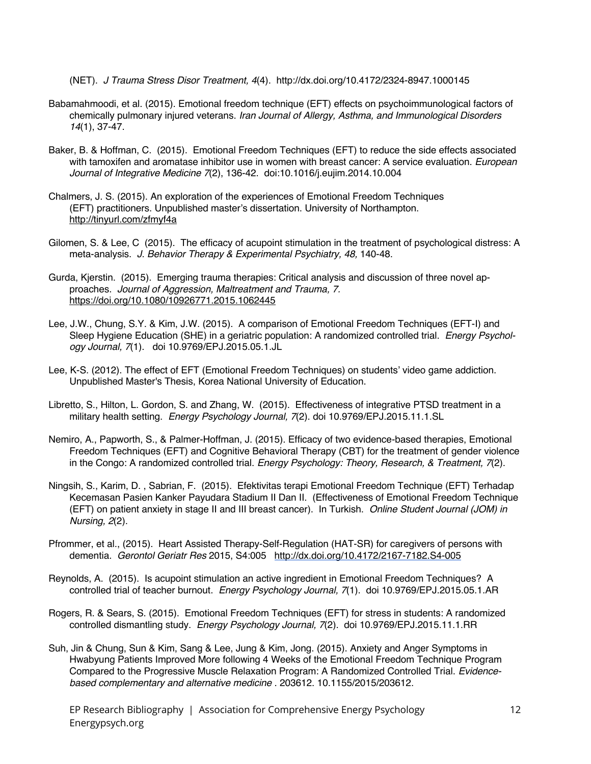(NET). *J Trauma Stress Disor Treatment, 4*(4). http://dx.doi.org/10.4172/2324-8947.1000145

Babamahmoodi, et al. (2015). Emotional freedom technique (EFT) effects on psychoimmunological factors of chemically pulmonary injured veterans. *Iran Journal of Allergy, Asthma, and Immunological Disorders 14*(1), 37-47.

Baker, B. & Hoffman, C. (2015). Emotional Freedom Techniques (EFT) to reduce the side effects associated with tamoxifen and aromatase inhibitor use in women with breast cancer: A service evaluation. *European Journal of Integrative Medicine 7*(2), 136-42. doi:10.1016/j.eujim.2014.10.004

Chalmers, J. S. (2015). An exploration of the experiences of Emotional Freedom Techniques (EFT) practitioners. Unpublished master's dissertation. University of Northampton. http://tinyurl.com/zfmyf4a

Gilomen, S. & Lee, C (2015). The efficacy of acupoint stimulation in the treatment of psychological distress: A meta-analysis. *J. Behavior Therapy & Experimental Psychiatry, 48,* 140-48.

Gurda, Kjerstin. (2015). Emerging trauma therapies: Critical analysis and discussion of three novel approaches. *Journal of Aggression, Maltreatment and Trauma, 7.* https://doi.org/10.1080/10926771.2015.1062445

Lee, J.W., Chung, S.Y. & Kim, J.W. (2015). A comparison of Emotional Freedom Techniques (EFT-I) and Sleep Hygiene Education (SHE) in a geriatric population: A randomized controlled trial. *Energy Psychology Journal, 7*(1). doi 10.9769/EPJ.2015.05.1.JL

Lee, K-S. (2012). The effect of EFT (Emotional Freedom Techniques) on students' video game addiction. Unpublished Master's Thesis, Korea National University of Education.

Libretto, S., Hilton, L. Gordon, S. and Zhang, W. (2015). Effectiveness of integrative PTSD treatment in a military health setting. *Energy Psychology Journal, 7*(2). doi 10.9769/EPJ.2015.11.1.SL

Nemiro, A., Papworth, S., & Palmer-Hoffman, J. (2015). Efficacy of two evidence-based therapies, Emotional Freedom Techniques (EFT) and Cognitive Behavioral Therapy (CBT) for the treatment of gender violence in the Congo: A randomized controlled trial. *Energy Psychology: Theory, Research, & Treatment, 7*(2).

Ningsih, S., Karim, D. , Sabrian, F. (2015). Efektivitas terapi Emotional Freedom Technique (EFT) Terhadap Kecemasan Pasien Kanker Payudara Stadium II Dan II. (Effectiveness of Emotional Freedom Technique (EFT) on patient anxiety in stage II and III breast cancer). In Turkish. *Online Student Journal (JOM) in Nursing, 2*(2).

Pfrommer, et al., (2015). Heart Assisted Therapy-Self-Regulation (HAT-SR) for caregivers of persons with dementia. *Gerontol Geriatr Res* 2015, S4:005 http://dx.doi.org/10.4172/2167-7182.S4-005

Reynolds, A. (2015). Is acupoint stimulation an active ingredient in Emotional Freedom Techniques? A controlled trial of teacher burnout. *Energy Psychology Journal, 7*(1). doi 10.9769/EPJ.2015.05.1.AR

Rogers, R. & Sears, S. (2015). Emotional Freedom Techniques (EFT) for stress in students: A randomized controlled dismantling study. *Energy Psychology Journal, 7*(2). doi 10.9769/EPJ.2015.11.1.RR

Suh, Jin & Chung, Sun & Kim, Sang & Lee, Jung & Kim, Jong. (2015). Anxiety and Anger Symptoms in Hwabyung Patients Improved More following 4 Weeks of the Emotional Freedom Technique Program Compared to the Progressive Muscle Relaxation Program: A Randomized Controlled Trial. *Evidence-based complementary and alternative medicine* . 203612. 10.1155/2015/203612.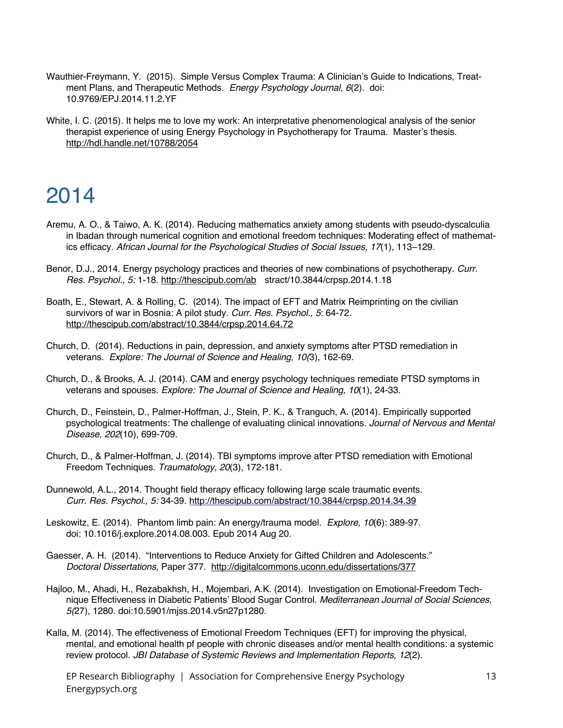Wauthier-Freymann, Y. (2015). Simple Versus Complex Trauma: A Clinician's Guide to Indications, Treatment Plans, and Therapeutic Methods. *Energy Psychology Journal, 6*(2). doi: 10.9769/EPJ.2014.11.2.YF

White, I. C. (2015). It helps me to love my work: An interpretative phenomenological analysis of the senior therapist experience of using Energy Psychology in Psychotherapy for Trauma. Master's thesis. http://hdl.handle.net/10788/2054

# 2014

Aremu, A. O., & Taiwo, A. K. (2014). Reducing mathematics anxiety among students with pseudo-dyscalculia in Ibadan through numerical cognition and emotional freedom techniques: Moderating effect of mathematics efficacy. *African Journal for the Psychological Studies of Social Issues, 17*(1), 113–129.

Benor, D.J., 2014. Energy psychology practices and theories of new combinations of psychotherapy. *Curr. Res. Psychol., 5:* 1-18. http://thescipub.com/ab stract/10.3844/crpsp.2014.1.18

Boath, E., Stewart, A. & Rolling, C. (2014). The impact of EFT and Matrix Reimprinting on the civilian survivors of war in Bosnia: A pilot study. *Curr. Res. Psychol., 5*: 64-72. http://thescipub.com/abstract/10.3844/crpsp.2014.64.72

Church, D. (2014). Reductions in pain, depression, and anxiety symptoms after PTSD remediation in veterans. *Explore: The Journal of Science and Healing, 10(*3), 162-69.

Church, D., & Brooks, A. J. (2014). CAM and energy psychology techniques remediate PTSD symptoms in veterans and spouses. *Explore: The Journal of Science and Healing, 10*(1), 24-33.

Church, D., Feinstein, D., Palmer-Hoffman, J., Stein, P. K., & Tranguch, A. (2014). Empirically supported psychological treatments: The challenge of evaluating clinical innovations. *Journal of Nervous and Mental Disease, 202*(10), 699-709.

Church, D., & Palmer-Hoffman, J. (2014). TBI symptoms improve after PTSD remediation with Emotional Freedom Techniques. *Traumatology, 20*(3), 172-181.

Dunnewold, A.L., 2014. Thought field therapy efficacy following large scale traumatic events. *Curr. Res. Psychol., 5:* 34-39. http://thescipub.com/abstract/10.3844/crpsp.2014.34.39

Leskowitz, E. (2014). Phantom limb pain: An energy/trauma model. *Explore, 10*(6): 389-97. doi: 10.1016/j.explore.2014.08.003. Epub 2014 Aug 20.

Gaesser, A. H. (2014). "Interventions to Reduce Anxiety for Gifted Children and Adolescents." *Doctoral Dissertations,* Paper 377. http://digitalcommons.uconn.edu/dissertations/377

Hajloo, M., Ahadi, H., Rezabakhsh, H., Mojembari, A.K. (2014). Investigation on Emotional-Freedom Technique Effectiveness in Diabetic Patients' Blood Sugar Control. *Mediterranean Journal of Social Sciences, 5(*27), 1280. doi:10.5901/mjss.2014.v5n27p1280.

Kalla, M. (2014). The effectiveness of Emotional Freedom Techniques (EFT) for improving the physical, mental, and emotional health pf people with chronic diseases and/or mental health conditions: a systemic review protocol. *JBI Database of Systemic Reviews and Implementation Reports, 12*(2).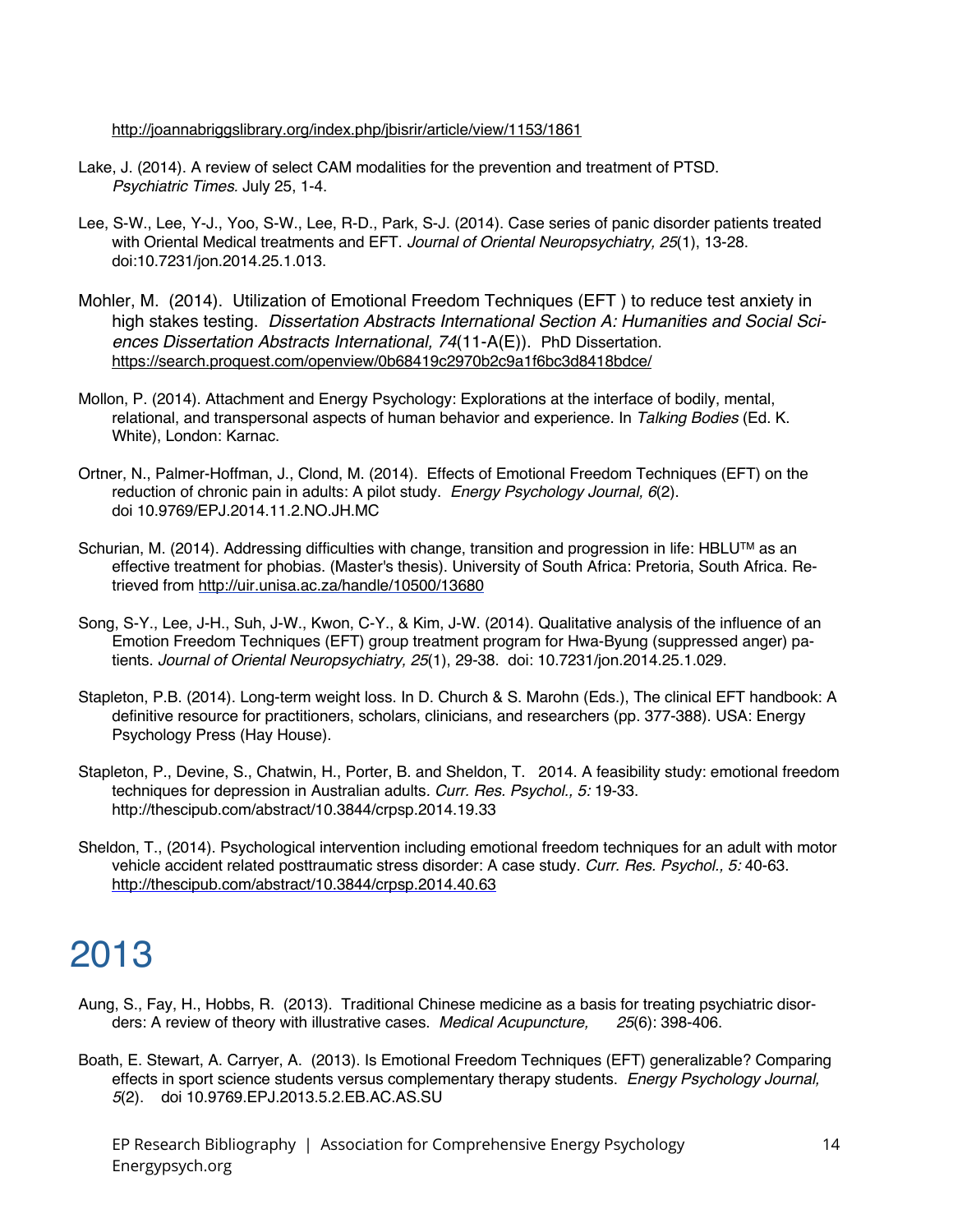http://joannabriggslibrary.org/index.php/jbisrir/article/view/1153/1861

Lake, J. (2014). A review of select CAM modalities for the prevention and treatment of PTSD. *Psychiatric Times.* July 25, 1-4.

Lee, S-W., Lee, Y-J., Yoo, S-W., Lee, R-D., Park, S-J. (2014). Case series of panic disorder patients treated with Oriental Medical treatments and EFT. *Journal of Oriental Neuropsychiatry, 25*(1), 13-28. doi:10.7231/jon.2014.25.1.013.

Mohler, M. (2014). Utilization of Emotional Freedom Techniques (EFT ) to reduce test anxiety in high stakes testing. *Dissertation Abstracts International Section A: Humanities and Social Sciences Dissertation Abstracts International, 74*(11-A(E)). PhD Dissertation. https://search.proquest.com/openview/0b68419c2970b2c9a1f6bc3d8418bdce/

Mollon, P. (2014). Attachment and Energy Psychology: Explorations at the interface of bodily, mental, relational, and transpersonal aspects of human behavior and experience. In *Talking Bodies* (Ed. K. White), London: Karnac.

Ortner, N., Palmer-Hoffman, J., Clond, M. (2014). Effects of Emotional Freedom Techniques (EFT) on the reduction of chronic pain in adults: A pilot study. *Energy Psychology Journal, 6*(2). doi 10.9769/EPJ.2014.11.2.NO.JH.MC

Schurian, M. (2014). Addressing difficulties with change, transition and progression in life: HBLU™ as an effective treatment for phobias. (Master's thesis). University of South Africa: Pretoria, South Africa. Retrieved from http://uir.unisa.ac.za/handle/10500/13680

Song, S-Y., Lee, J-H., Suh, J-W., Kwon, C-Y., & Kim, J-W. (2014). Qualitative analysis of the influence of an Emotion Freedom Techniques (EFT) group treatment program for Hwa-Byung (suppressed anger) patients. *Journal of Oriental Neuropsychiatry, 25*(1), 29-38. doi: 10.7231/jon.2014.25.1.029.

Stapleton, P.B. (2014). Long-term weight loss. In D. Church & S. Marohn (Eds.), The clinical EFT handbook: A definitive resource for practitioners, scholars, clinicians, and researchers (pp. 377-388). USA: Energy Psychology Press (Hay House).

Stapleton, P., Devine, S., Chatwin, H., Porter, B. and Sheldon, T. 2014. A feasibility study: emotional freedom techniques for depression in Australian adults*. Curr. Res. Psychol., 5:* 19-33. http://thescipub.com/abstract/10.3844/crpsp.2014.19.33

Sheldon, T., (2014). Psychological intervention including emotional freedom techniques for an adult with motor vehicle accident related posttraumatic stress disorder: A case study. *Curr. Res. Psychol., 5:* 40-63. http://thescipub.com/abstract/10.3844/crpsp.2014.40.63

# 2013

Aung, S., Fay, H., Hobbs, R. (2013). Traditional Chinese medicine as a basis for treating psychiatric disorders: A review of theory with illustrative cases. *Medical Acupuncture, 25*(6): 398-406.

Boath, E. Stewart, A. Carryer, A. (2013). Is Emotional Freedom Techniques (EFT) generalizable? Comparing effects in sport science students versus complementary therapy students. *Energy Psychology Journal, 5*(2). doi 10.9769.EPJ.2013.5.2.EB.AC.AS.SU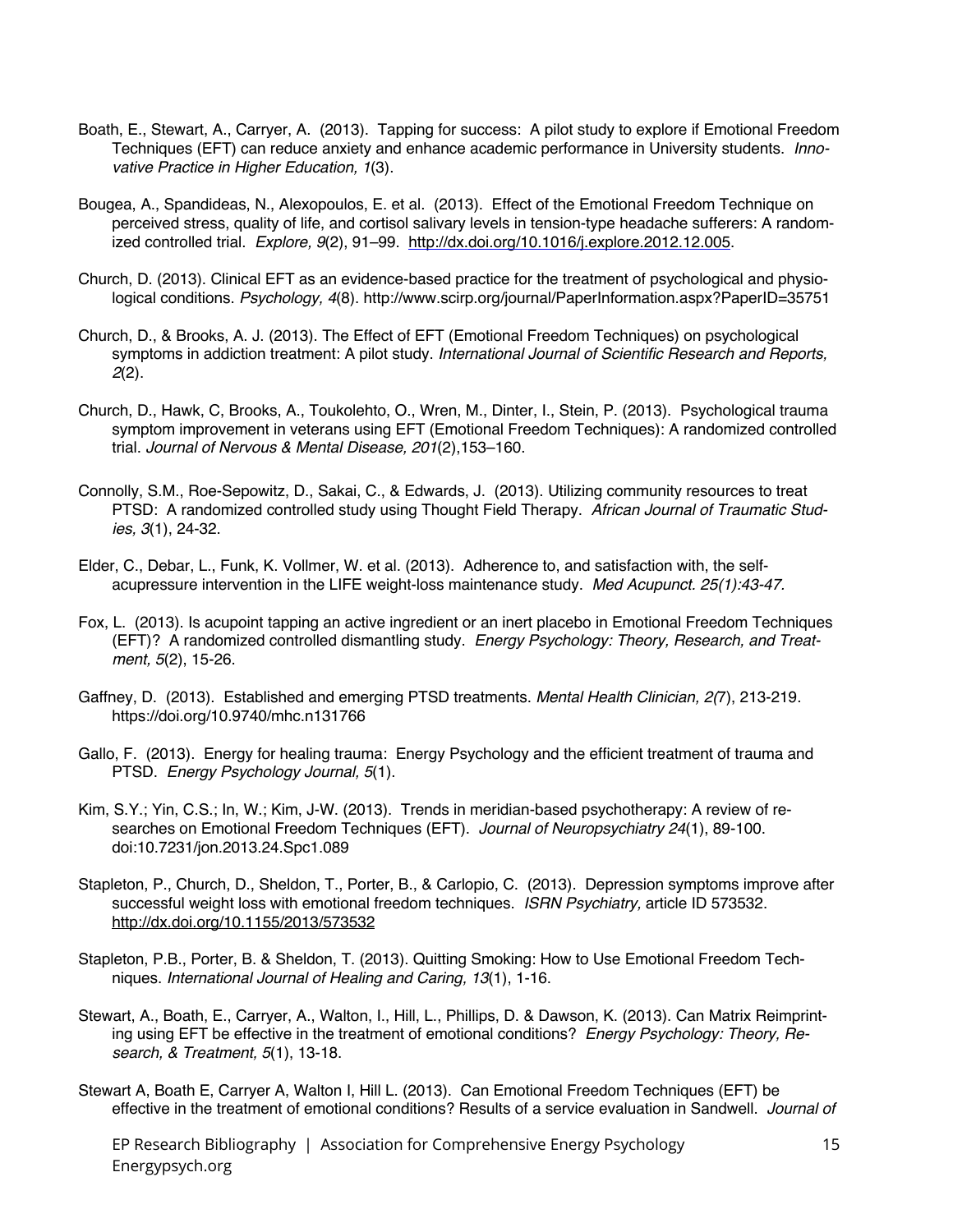Boath, E., Stewart, A., Carryer, A. (2013). Tapping for success: A pilot study to explore if Emotional Freedom Techniques (EFT) can reduce anxiety and enhance academic performance in University students. *Innovative Practice in Higher Education, 1*(3).

Bougea, A., Spandideas, N., Alexopoulos, E. et al. (2013). Effect of the Emotional Freedom Technique on perceived stress, quality of life, and cortisol salivary levels in tension-type headache sufferers: A randomized controlled trial. *Explore, 9*(2), 91–99. http://dx.doi.org/10.1016/j.explore.2012.12.005.

Church, D. (2013). Clinical EFT as an evidence-based practice for the treatment of psychological and physiological conditions. *Psychology, 4*(8). http://www.scirp.org/journal/PaperInformation.aspx?PaperID=35751

Church, D., & Brooks, A. J. (2013). The Effect of EFT (Emotional Freedom Techniques) on psychological symptoms in addiction treatment: A pilot study. *International Journal of Scientific Research and Reports, 2*(2).

Church, D., Hawk, C, Brooks, A., Toukolehto, O., Wren, M., Dinter, I., Stein, P. (2013). Psychological trauma symptom improvement in veterans using EFT (Emotional Freedom Techniques): A randomized controlled trial. *Journal of Nervous & Mental Disease, 201*(2),153–160.

Connolly, S.M., Roe-Sepowitz, D., Sakai, C., & Edwards, J. (2013). Utilizing community resources to treat PTSD: A randomized controlled study using Thought Field Therapy. *African Journal of Traumatic Studies, 3*(1), 24-32.

Elder, C., Debar, L., Funk, K. Vollmer, W. et al. (2013). Adherence to, and satisfaction with, the self-acupressure intervention in the LIFE weight-loss maintenance study. *Med Acupunct. 25(1):43-47.*

Fox, L. (2013). Is acupoint tapping an active ingredient or an inert placebo in Emotional Freedom Techniques (EFT)? A randomized controlled dismantling study. *Energy Psychology: Theory, Research, and Treatment, 5*(2), 15-26.

Gaffney, D. (2013). Established and emerging PTSD treatments. *Mental Health Clinician, 2(7*), 213-219. https://doi.org/10.9740/mhc.n131766

Gallo, F. (2013). Energy for healing trauma: Energy Psychology and the efficient treatment of trauma and PTSD. *Energy Psychology Journal, 5*(1).

Kim, S.Y.; Yin, C.S.; In, W.; Kim, J-W. (2013). Trends in meridian-based psychotherapy: A review of researches on Emotional Freedom Techniques (EFT). *Journal of Neuropsychiatry 24*(1), 89-100. doi:10.7231/jon.2013.24.Spc1.089

Stapleton, P., Church, D., Sheldon, T., Porter, B., & Carlopio, C. (2013). Depression symptoms improve after successful weight loss with emotional freedom techniques. *ISRN Psychiatry,* article ID 573532. http://dx.doi.org/10.1155/2013/573532

Stapleton, P.B., Porter, B. & Sheldon, T. (2013). Quitting Smoking: How to Use Emotional Freedom Techniques. *International Journal of Healing and Caring, 13*(1), 1-16.

Stewart, A., Boath, E., Carryer, A., Walton, I., Hill, L., Phillips, D. & Dawson, K. (2013). Can Matrix Reimprinting using EFT be effective in the treatment of emotional conditions? *Energy Psychology: Theory, Research, & Treatment, 5*(1), 13-18.

Stewart A, Boath E, Carryer A, Walton I, Hill L. (2013). Can Emotional Freedom Techniques (EFT) be effective in the treatment of emotional conditions? Results of a service evaluation in Sandwell. *Journal of*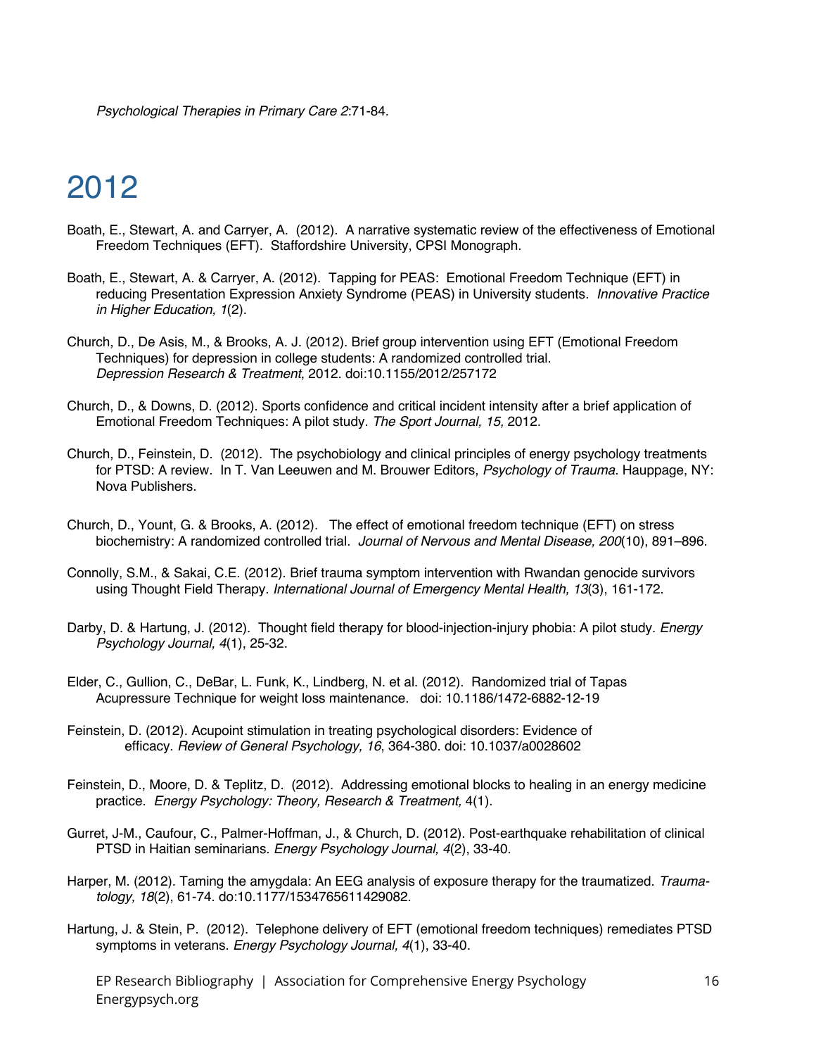*Psychological Therapies in Primary Care 2*:71-84.

# 2012

Boath, E., Stewart, A. and Carryer, A. (2012). A narrative systematic review of the effectiveness of Emotional Freedom Techniques (EFT). Staffordshire University, CPSI Monograph.

Boath, E., Stewart, A. & Carryer, A. (2012). Tapping for PEAS: Emotional Freedom Technique (EFT) in reducing Presentation Expression Anxiety Syndrome (PEAS) in University students. *Innovative Practice in Higher Education, 1*(2).

Church, D., De Asis, M., & Brooks, A. J. (2012). Brief group intervention using EFT (Emotional Freedom Techniques) for depression in college students: A randomized controlled trial. *Depression Research & Treatment*, 2012. doi:10.1155/2012/257172

Church, D., & Downs, D. (2012). Sports confidence and critical incident intensity after a brief application of Emotional Freedom Techniques: A pilot study. *The Sport Journal, 15,* 2012.

Church, D., Feinstein, D. (2012). The psychobiology and clinical principles of energy psychology treatments for PTSD: A review. In T. Van Leeuwen and M. Brouwer Editors, *Psychology of Trauma*. Hauppage, NY: Nova Publishers.

Church, D., Yount, G. & Brooks, A. (2012). The effect of emotional freedom technique (EFT) on stress biochemistry: A randomized controlled trial. *Journal of Nervous and Mental Disease, 200*(10), 891–896.

Connolly, S.M., & Sakai, C.E. (2012). Brief trauma symptom intervention with Rwandan genocide survivors using Thought Field Therapy. *International Journal of Emergency Mental Health, 13*(3), 161-172.

Darby, D. & Hartung, J. (2012). Thought field therapy for blood-injection-injury phobia: A pilot study. *Energy Psychology Journal, 4*(1), 25-32.

Elder, C., Gullion, C., DeBar, L. Funk, K., Lindberg, N. et al. (2012). Randomized trial of Tapas Acupressure Technique for weight loss maintenance. doi: 10.1186/1472-6882-12-19

Feinstein, D. (2012). Acupoint stimulation in treating psychological disorders: Evidence of efficacy. *Review of General Psychology, 16*, 364-380. doi: 10.1037/a0028602

Feinstein, D., Moore, D. & Teplitz, D. (2012). Addressing emotional blocks to healing in an energy medicine practice. *Energy Psychology: Theory, Research & Treatment,* 4(1).

Gurret, J-M., Caufour, C., Palmer-Hoffman, J., & Church, D. (2012). Post-earthquake rehabilitation of clinical PTSD in Haitian seminarians. *Energy Psychology Journal, 4*(2), 33-40.

Harper, M. (2012). Taming the amygdala: An EEG analysis of exposure therapy for the traumatized. *Traumatology, 18*(2), 61-74. do:10.1177/1534765611429082.

Hartung, J. & Stein, P. (2012). Telephone delivery of EFT (emotional freedom techniques) remediates PTSD symptoms in veterans. *Energy Psychology Journal, 4*(1), 33-40.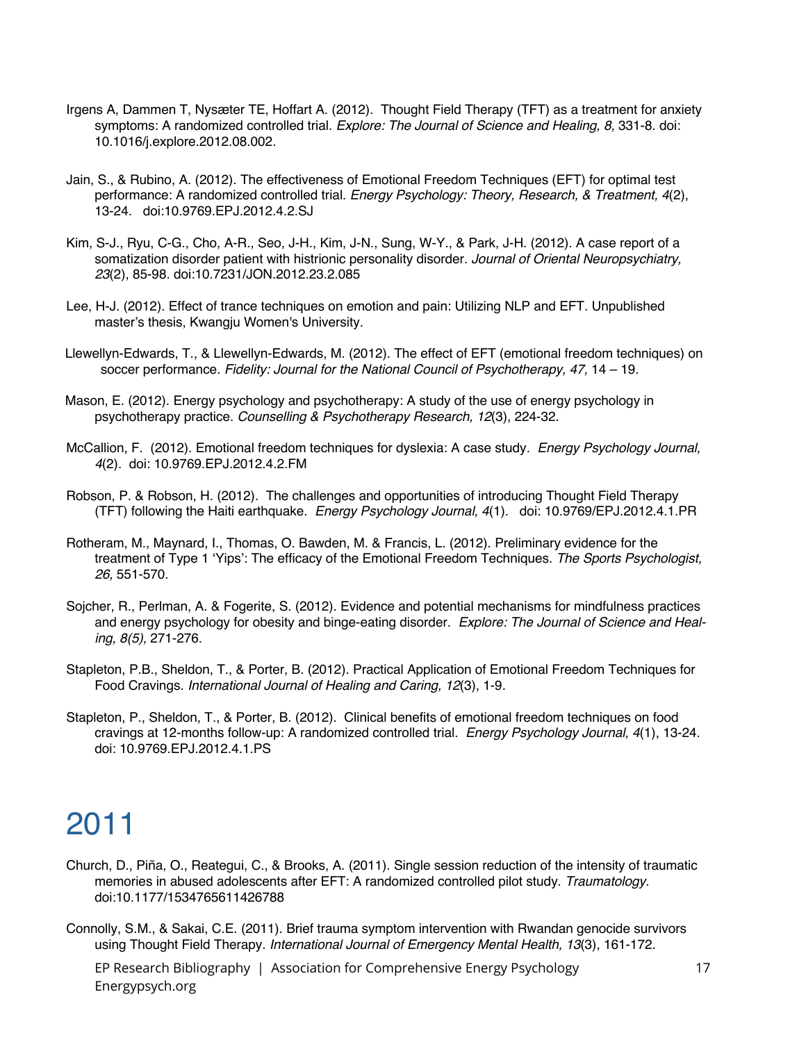Irgens A, Dammen T, Nysæter TE, Hoffart A. (2012). Thought Field Therapy (TFT) as a treatment for anxiety symptoms: A randomized controlled trial. *Explore: The Journal of Science and Healing, 8,* 331-8. doi: 10.1016/j.explore.2012.08.002.

Jain, S., & Rubino, A. (2012). The effectiveness of Emotional Freedom Techniques (EFT) for optimal test performance: A randomized controlled trial. *Energy Psychology: Theory, Research, & Treatment, 4*(2), 13-24. doi:10.9769.EPJ.2012.4.2.SJ

Kim, S-J., Ryu, C-G., Cho, A-R., Seo, J-H., Kim, J-N., Sung, W-Y., & Park, J-H. (2012). A case report of a somatization disorder patient with histrionic personality disorder. *Journal of Oriental Neuropsychiatry, 23*(2), 85-98. doi:10.7231/JON.2012.23.2.085

Lee, H-J. (2012). Effect of trance techniques on emotion and pain: Utilizing NLP and EFT. Unpublished master's thesis, Kwangju Women's University.

Llewellyn-Edwards, T., & Llewellyn-Edwards, M. (2012). The effect of EFT (emotional freedom techniques) on soccer performance. *Fidelity: Journal for the National Council of Psychotherapy, 47,* 14 – 19.

Mason, E. (2012). Energy psychology and psychotherapy: A study of the use of energy psychology in psychotherapy practice. *Counselling & Psychotherapy Research, 12*(3), 224-32.

McCallion, F. (2012). Emotional freedom techniques for dyslexia: A case study. *Energy Psychology Journal, 4*(2). doi: 10.9769.EPJ.2012.4.2.FM

Robson, P. & Robson, H. (2012). The challenges and opportunities of introducing Thought Field Therapy (TFT) following the Haiti earthquake. *Energy Psychology Journal, 4*(1). doi: 10.9769/EPJ.2012.4.1.PR

Rotheram, M., Maynard, I., Thomas, O. Bawden, M. & Francis, L. (2012). Preliminary evidence for the treatment of Type 1 'Yips': The efficacy of the Emotional Freedom Techniques. *The Sports Psychologist, 26,* 551-570.

Sojcher, R., Perlman, A. & Fogerite, S. (2012). Evidence and potential mechanisms for mindfulness practices and energy psychology for obesity and binge-eating disorder. *Explore: The Journal of Science and Healing, 8(5),* 271-276.

Stapleton, P.B., Sheldon, T., & Porter, B. (2012). Practical Application of Emotional Freedom Techniques for Food Cravings. *International Journal of Healing and Caring, 12*(3), 1-9.

Stapleton, P., Sheldon, T., & Porter, B. (2012). Clinical benefits of emotional freedom techniques on food cravings at 12-months follow-up: A randomized controlled trial. *Energy Psychology Journal, 4*(1), 13-24. doi: 10.9769.EPJ.2012.4.1.PS

# 2011

Church, D., Piña, O., Reategui, C., & Brooks, A. (2011). Single session reduction of the intensity of traumatic memories in abused adolescents after EFT: A randomized controlled pilot study. *Traumatology.* doi:10.1177/1534765611426788

Connolly, S.M., & Sakai, C.E. (2011). Brief trauma symptom intervention with Rwandan genocide survivors using Thought Field Therapy. *International Journal of Emergency Mental Health, 13*(3), 161-172.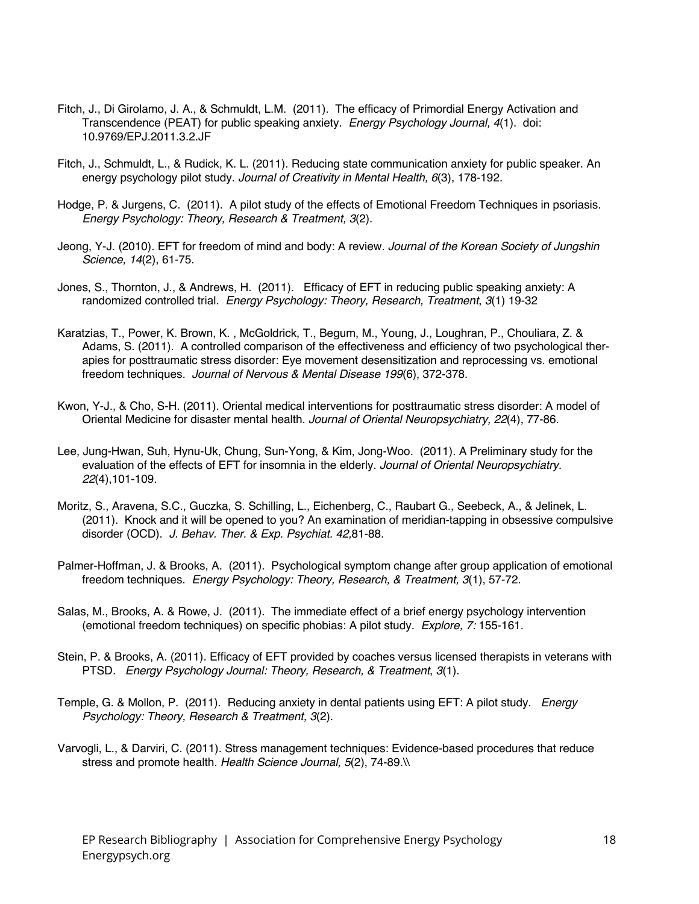Fitch, J., Di Girolamo, J. A., & Schmuldt, L.M. (2011). The efficacy of Primordial Energy Activation and Transcendence (PEAT) for public speaking anxiety. *Energy Psychology Journal, 4*(1). doi: 10.9769/EPJ.2011.3.2.JF

Fitch, J., Schmuldt, L., & Rudick, K. L. (2011). Reducing state communication anxiety for public speaker. An energy psychology pilot study. *Journal of Creativity in Mental Health, 6*(3), 178-192.

Hodge, P. & Jurgens, C. (2011). A pilot study of the effects of Emotional Freedom Techniques in psoriasis. *Energy Psychology: Theory, Research & Treatment, 3*(2).

Jeong, Y-J. (2010). EFT for freedom of mind and body: A review. *Journal of the Korean Society of Jungshin Science, 14*(2), 61-75.

Jones, S., Thornton, J., & Andrews, H. (2011). Efficacy of EFT in reducing public speaking anxiety: A randomized controlled trial. *Energy Psychology: Theory, Research, Treatment*, *3*(1) 19-32

Karatzias, T., Power, K. Brown, K. , McGoldrick, T., Begum, M., Young, J., Loughran, P., Chouliara, Z. & Adams, S. (2011). A controlled comparison of the effectiveness and efficiency of two psychological therapies for posttraumatic stress disorder: Eye movement desensitization and reprocessing vs. emotional freedom techniques. *Journal of Nervous & Mental Disease 199*(6), 372-378.

Kwon, Y-J., & Cho, S-H. (2011). Oriental medical interventions for posttraumatic stress disorder: A model of Oriental Medicine for disaster mental health. *Journal of Oriental Neuropsychiatry, 22*(4), 77-86.

Lee, Jung-Hwan, Suh, Hynu-Uk, Chung, Sun-Yong, & Kim, Jong-Woo. (2011). A Preliminary study for the evaluation of the effects of EFT for insomnia in the elderly. *Journal of Oriental Neuropsychiatry. 22*(4),101-109.

Moritz, S., Aravena, S.C., Guczka, S. Schilling, L., Eichenberg, C., Raubart G., Seebeck, A., & Jelinek, L. (2011). Knock and it will be opened to you? An examination of meridian-tapping in obsessive compulsive disorder (OCD). *J. Behav. Ther. & Exp. Psychiat. 42*,81-88.

Palmer-Hoffman, J. & Brooks, A. (2011). Psychological symptom change after group application of emotional freedom techniques. *Energy Psychology: Theory, Research, & Treatment, 3*(1), 57-72.

Salas, M., Brooks, A. & Rowe, J. (2011). The immediate effect of a brief energy psychology intervention (emotional freedom techniques) on specific phobias: A pilot study. *Explore, 7:* 155-161.

Stein, P. & Brooks, A. (2011). Efficacy of EFT provided by coaches versus licensed therapists in veterans with PTSD. *Energy Psychology Journal: Theory, Research, & Treatment*, *3*(1).

Temple, G. & Mollon, P. (2011). Reducing anxiety in dental patients using EFT: A pilot study. *Energy Psychology: Theory, Research & Treatment, 3*(2).

Varvogli, L., & Darviri, C. (2011). Stress management techniques: Evidence-based procedures that reduce stress and promote health. *Health Science Journal, 5*(2), 74-89.\\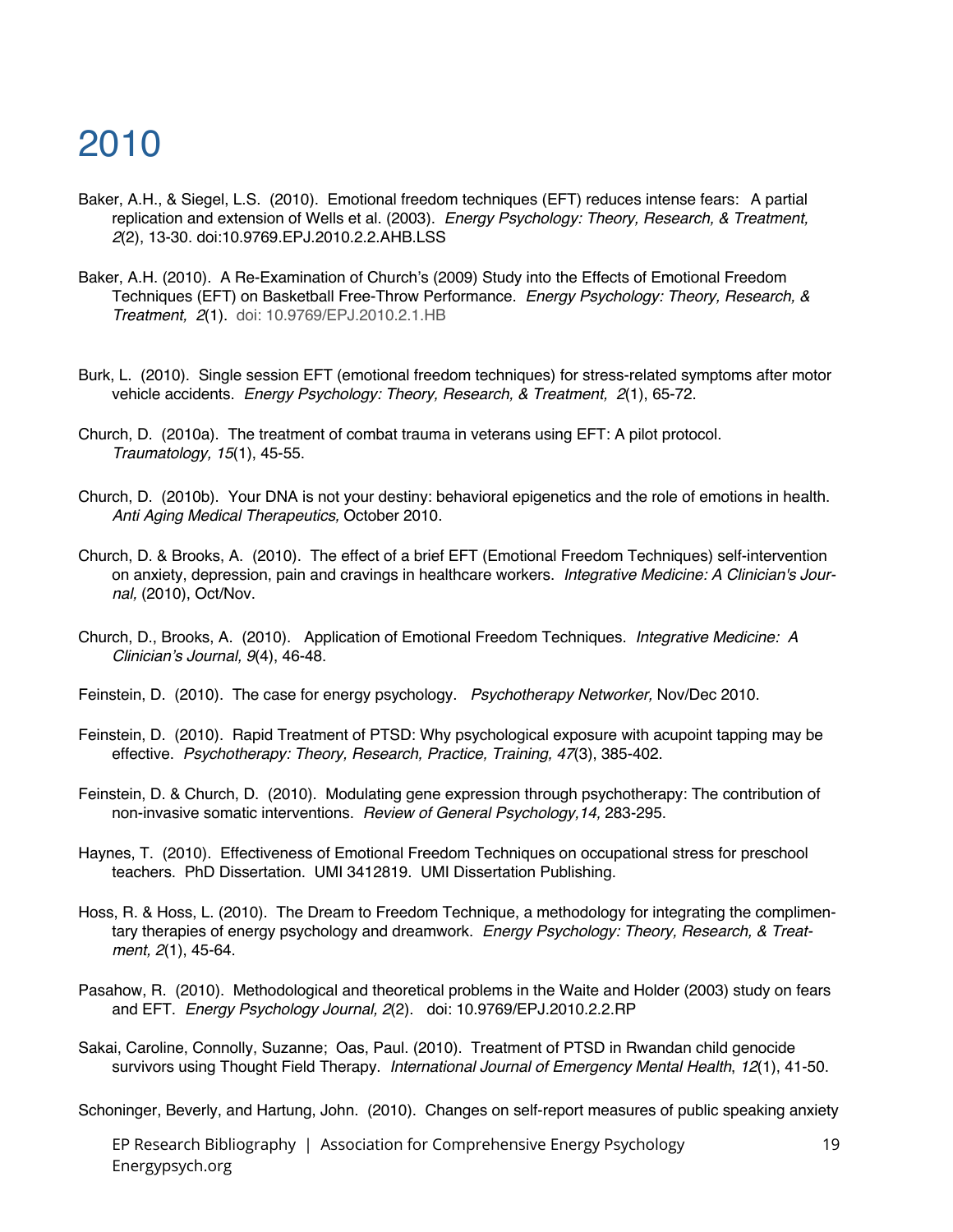# 2010

Baker, A.H., & Siegel, L.S. (2010). Emotional freedom techniques (EFT) reduces intense fears: A partial replication and extension of Wells et al. (2003). *Energy Psychology: Theory, Research, & Treatment, 2*(2), 13-30. doi:10.9769.EPJ.2010.2.2.AHB.LSS

Baker, A.H. (2010). A Re-Examination of Church's (2009) Study into the Effects of Emotional Freedom Techniques (EFT) on Basketball Free-Throw Performance. *Energy Psychology: Theory, Research, & Treatment, 2*(1). doi: 10.9769/EPJ.2010.2.1.HB

Burk, L. (2010). Single session EFT (emotional freedom techniques) for stress-related symptoms after motor vehicle accidents. *Energy Psychology: Theory, Research, & Treatment, 2*(1), 65-72.

Church, D. (2010a). The treatment of combat trauma in veterans using EFT: A pilot protocol. *Traumatology, 15*(1), 45-55.

Church, D. (2010b). Your DNA is not your destiny: behavioral epigenetics and the role of emotions in health. *Anti Aging Medical Therapeutics,* October 2010.

Church, D. & Brooks, A. (2010). The effect of a brief EFT (Emotional Freedom Techniques) self-intervention on anxiety, depression, pain and cravings in healthcare workers. *Integrative Medicine: A Clinician's Journal,* (2010), Oct/Nov.

Church, D., Brooks, A. (2010). Application of Emotional Freedom Techniques. *Integrative Medicine: A Clinician's Journal, 9*(4), 46-48.

Feinstein, D. (2010). The case for energy psychology. *Psychotherapy Networker,* Nov/Dec 2010.

Feinstein, D. (2010). Rapid Treatment of PTSD: Why psychological exposure with acupoint tapping may be effective. *Psychotherapy: Theory, Research, Practice, Training, 47*(3), 385-402.

Feinstein, D. & Church, D. (2010). Modulating gene expression through psychotherapy: The contribution of non-invasive somatic interventions. *Review of General Psychology,14,* 283-295.

Haynes, T. (2010). Effectiveness of Emotional Freedom Techniques on occupational stress for preschool teachers. PhD Dissertation. UMI 3412819. UMI Dissertation Publishing.

Hoss, R. & Hoss, L. (2010). The Dream to Freedom Technique, a methodology for integrating the complimentary therapies of energy psychology and dreamwork. *Energy Psychology: Theory, Research, & Treatment, 2*(1), 45-64.

Pasahow, R. (2010). Methodological and theoretical problems in the Waite and Holder (2003) study on fears and EFT. *Energy Psychology Journal, 2*(2). doi: 10.9769/EPJ.2010.2.2.RP

Sakai, Caroline, Connolly, Suzanne; Oas, Paul. (2010). Treatment of PTSD in Rwandan child genocide survivors using Thought Field Therapy. *International Journal of Emergency Mental Health*, *12*(1), 41-50.

Schoninger, Beverly, and Hartung, John. (2010). Changes on self-report measures of public speaking anxiety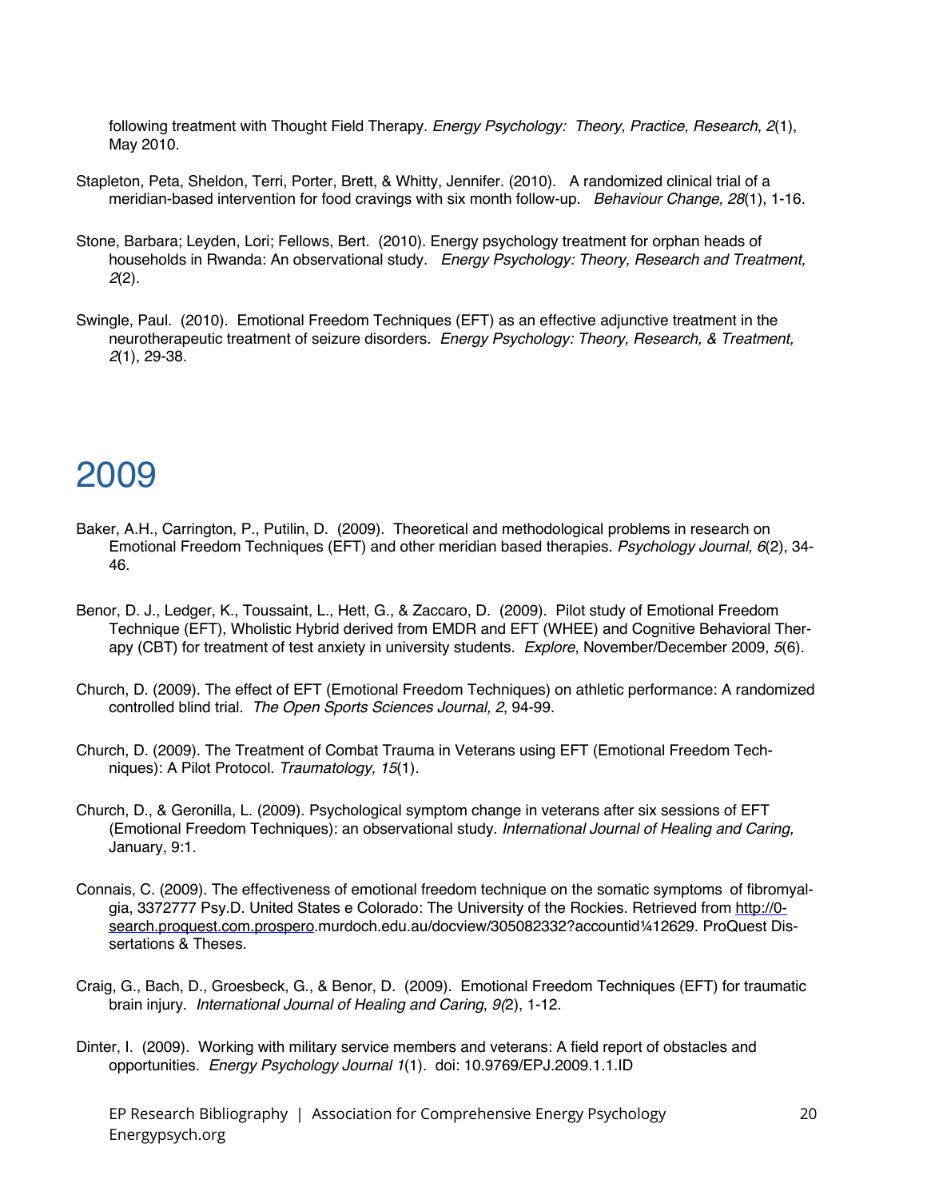following treatment with Thought Field Therapy. *Energy Psychology: Theory, Practice, Research, 2*(1), May 2010.

Stapleton, Peta, Sheldon, Terri, Porter, Brett, & Whitty, Jennifer. (2010). A randomized clinical trial of a meridian-based intervention for food cravings with six month follow-up. *Behaviour Change, 28*(1), 1-16.

Stone, Barbara; Leyden, Lori; Fellows, Bert. (2010). Energy psychology treatment for orphan heads of households in Rwanda: An observational study. *Energy Psychology: Theory, Research and Treatment, 2*(2).

Swingle, Paul. (2010). Emotional Freedom Techniques (EFT) as an effective adjunctive treatment in the neurotherapeutic treatment of seizure disorders. *Energy Psychology: Theory, Research, & Treatment, 2*(1), 29-38.

# 2009

Baker, A.H., Carrington, P., Putilin, D. (2009). Theoretical and methodological problems in research on Emotional Freedom Techniques (EFT) and other meridian based therapies. *Psychology Journal, 6*(2), 34-46.

Benor, D. J., Ledger, K., Toussaint, L., Hett, G., & Zaccaro, D. (2009). Pilot study of Emotional Freedom Technique (EFT), Wholistic Hybrid derived from EMDR and EFT (WHEE) and Cognitive Behavioral Therapy (CBT) for treatment of test anxiety in university students. *Explore*, November/December 2009*, 5*(6).

Church, D. (2009). The effect of EFT (Emotional Freedom Techniques) on athletic performance: A randomized controlled blind trial. *The Open Sports Sciences Journal, 2*, 94-99.

Church, D. (2009). The Treatment of Combat Trauma in Veterans using EFT (Emotional Freedom Techniques): A Pilot Protocol. *Traumatology, 15*(1).

Church, D., & Geronilla, L. (2009). Psychological symptom change in veterans after six sessions of EFT (Emotional Freedom Techniques): an observational study. *International Journal of Healing and Caring,* January, 9:1.

Connais, C. (2009). The effectiveness of emotional freedom technique on the somatic symptoms of fibromyalgia, 3372777 Psy.D. United States e Colorado: The University of the Rockies. Retrieved from http://0-search.proquest.com.prospero.murdoch.edu.au/docview/305082332?accountid¼12629. ProQuest Dissertations & Theses.

Craig, G., Bach, D., Groesbeck, G., & Benor, D. (2009). Emotional Freedom Techniques (EFT) for traumatic brain injury. *International Journal of Healing and Caring*, *9(*2), 1-12.

Dinter, I. (2009). Working with military service members and veterans: A field report of obstacles and opportunities. *Energy Psychology Journal 1*(1). doi: 10.9769/EPJ.2009.1.1.ID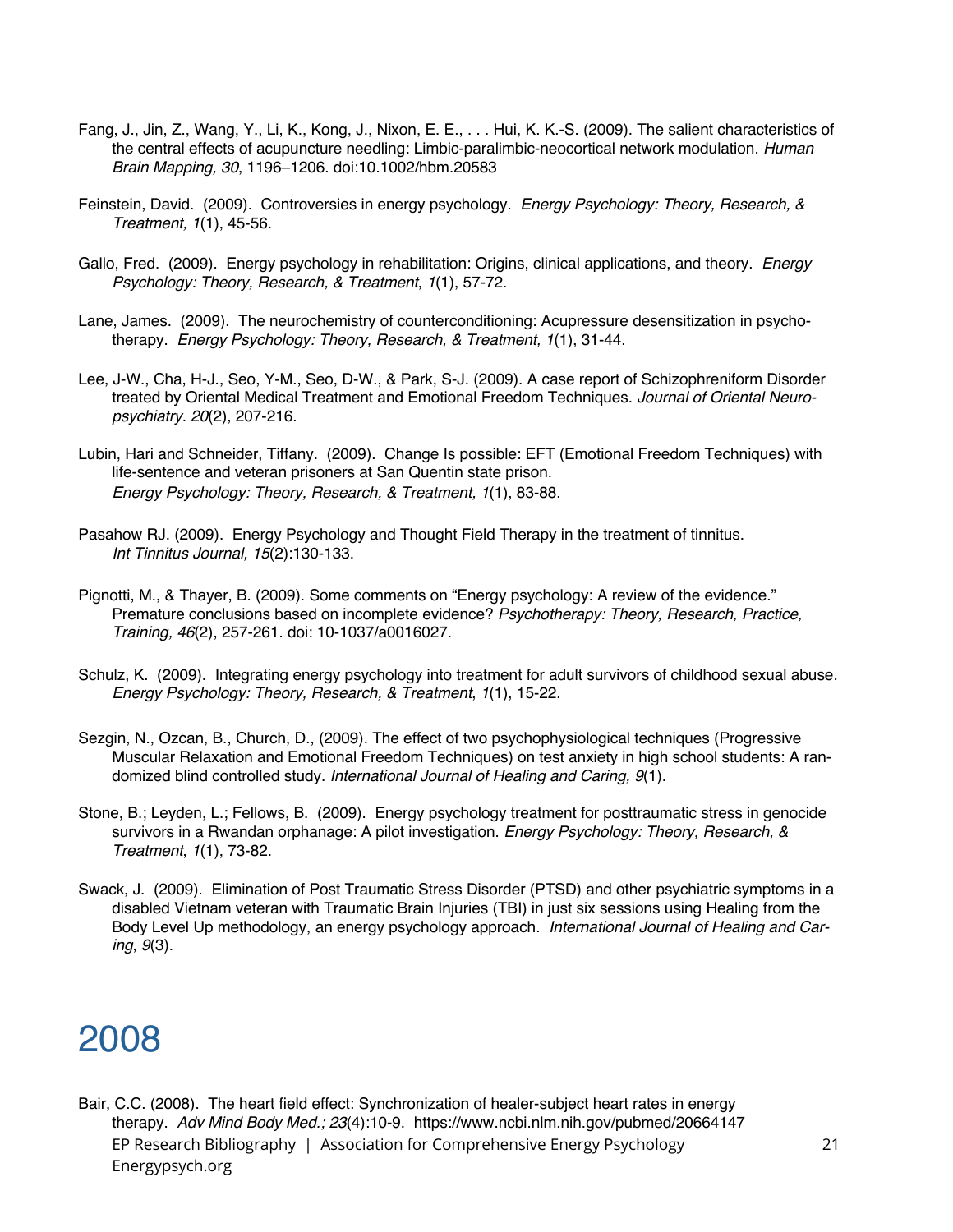Fang, J., Jin, Z., Wang, Y., Li, K., Kong, J., Nixon, E. E., . . . Hui, K. K.-S. (2009). The salient characteristics of the central effects of acupuncture needling: Limbic-paralimbic-neocortical network modulation. *Human Brain Mapping, 30*, 1196–1206. doi:10.1002/hbm.20583

Feinstein, David. (2009). Controversies in energy psychology. *Energy Psychology: Theory, Research, & Treatment, 1*(1), 45-56.

Gallo, Fred. (2009). Energy psychology in rehabilitation: Origins, clinical applications, and theory. *Energy Psychology: Theory, Research, & Treatment*, *1*(1), 57-72.

Lane, James. (2009). The neurochemistry of counterconditioning: Acupressure desensitization in psychotherapy. *Energy Psychology: Theory, Research, & Treatment, 1*(1), 31-44.

Lee, J-W., Cha, H-J., Seo, Y-M., Seo, D-W., & Park, S-J. (2009). A case report of Schizophreniform Disorder treated by Oriental Medical Treatment and Emotional Freedom Techniques. *Journal of Oriental Neuropsychiatry. 20*(2), 207-216.

Lubin, Hari and Schneider, Tiffany. (2009). Change Is possible: EFT (Emotional Freedom Techniques) with life-sentence and veteran prisoners at San Quentin state prison. *Energy Psychology: Theory, Research, & Treatment, 1*(1), 83-88.

Pasahow RJ. (2009). Energy Psychology and Thought Field Therapy in the treatment of tinnitus. *Int Tinnitus Journal, 15*(2):130-133.

Pignotti, M., & Thayer, B. (2009). Some comments on "Energy psychology: A review of the evidence." Premature conclusions based on incomplete evidence? *Psychotherapy: Theory, Research, Practice, Training, 46*(2), 257-261. doi: 10-1037/a0016027.

Schulz, K. (2009). Integrating energy psychology into treatment for adult survivors of childhood sexual abuse. *Energy Psychology: Theory, Research, & Treatment*, *1*(1), 15-22.

Sezgin, N., Ozcan, B., Church, D., (2009). The effect of two psychophysiological techniques (Progressive Muscular Relaxation and Emotional Freedom Techniques) on test anxiety in high school students: A randomized blind controlled study. *International Journal of Healing and Caring, 9*(1).

Stone, B.; Leyden, L.; Fellows, B. (2009). Energy psychology treatment for posttraumatic stress in genocide survivors in a Rwandan orphanage: A pilot investigation. *Energy Psychology: Theory, Research, & Treatment*, *1*(1), 73-82.

Swack, J. (2009). Elimination of Post Traumatic Stress Disorder (PTSD) and other psychiatric symptoms in a disabled Vietnam veteran with Traumatic Brain Injuries (TBI) in just six sessions using Healing from the Body Level Up methodology, an energy psychology approach. *International Journal of Healing and Caring*, *9*(3).

# 2008

Bair, C.C. (2008). The heart field effect: Synchronization of healer-subject heart rates in energy therapy. *Adv Mind Body Med.; 23*(4):10-9. https://www.ncbi.nlm.nih.gov/pubmed/20664147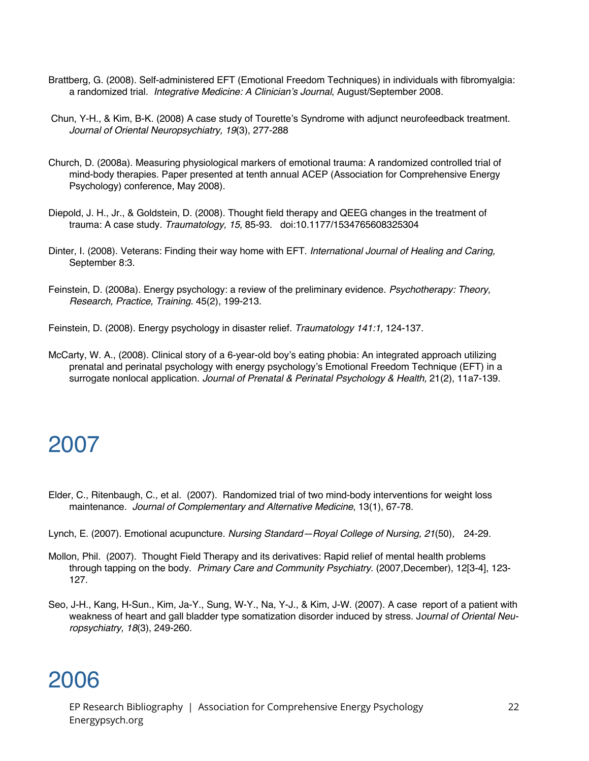Brattberg, G. (2008). Self-administered EFT (Emotional Freedom Techniques) in individuals with fibromyalgia: a randomized trial. *Integrative Medicine: A Clinician's Journal*, August/September 2008.

Chun, Y-H., & Kim, B-K. (2008) A case study of Tourette's Syndrome with adjunct neurofeedback treatment. *Journal of Oriental Neuropsychiatry, 19*(3), 277-288

Church, D. (2008a). Measuring physiological markers of emotional trauma: A randomized controlled trial of mind-body therapies. Paper presented at tenth annual ACEP (Association for Comprehensive Energy Psychology) conference, May 2008).

Diepold, J. H., Jr., & Goldstein, D. (2008). Thought field therapy and QEEG changes in the treatment of trauma: A case study. *Traumatology, 15*, 85-93. doi:10.1177/1534765608325304

Dinter, I. (2008). Veterans: Finding their way home with EFT. *International Journal of Healing and Caring,* September 8:3.

Feinstein, D. (2008a). Energy psychology: a review of the preliminary evidence. *Psychotherapy: Theory, Research, Practice, Training*. 45(2), 199-213.

Feinstein, D. (2008). Energy psychology in disaster relief. *Traumatology 141:1,* 124-137.

McCarty, W. A., (2008). Clinical story of a 6-year-old boy's eating phobia: An integrated approach utilizing prenatal and perinatal psychology with energy psychology's Emotional Freedom Technique (EFT) in a surrogate nonlocal application. *Journal of Prenatal & Perinatal Psychology & Health,* 21(2), 11a7-139.

# 2007

Elder, C., Ritenbaugh, C., et al. (2007). Randomized trial of two mind-body interventions for weight loss maintenance. *Journal of Complementary and Alternative Medicine*, 13(1), 67-78.

Lynch, E. (2007). Emotional acupuncture. *Nursing Standard—Royal College of Nursing, 21*(50), 24-29.

Mollon, Phil. (2007). Thought Field Therapy and its derivatives: Rapid relief of mental health problems through tapping on the body. *Primary Care and Community Psychiatry*. (2007,December), 12[3-4], 123-127.

Seo, J-H., Kang, H-Sun., Kim, Ja-Y., Sung, W-Y., Na, Y-J., & Kim, J-W. (2007). A case report of a patient with weakness of heart and gall bladder type somatization disorder induced by stress. J*ournal of Oriental Neuropsychiatry, 18*(3), 249-260.

# 2006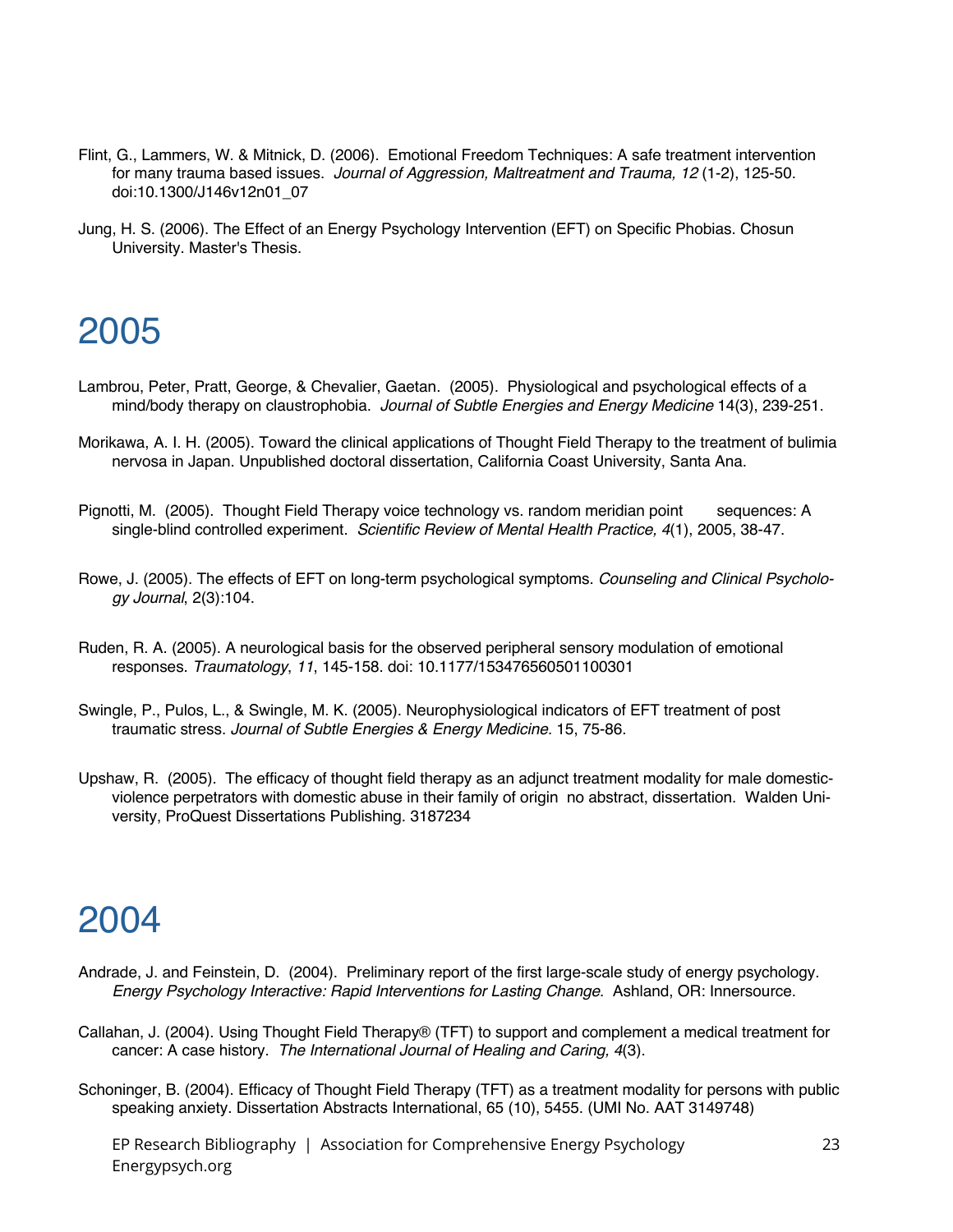Flint, G., Lammers, W. & Mitnick, D. (2006). Emotional Freedom Techniques: A safe treatment intervention for many trauma based issues. *Journal of Aggression, Maltreatment and Trauma, 12* (1-2), 125-50. doi:10.1300/J146v12n01_07

Jung, H. S. (2006). The Effect of an Energy Psychology Intervention (EFT) on Specific Phobias. Chosun University. Master's Thesis.

# 2005

Lambrou, Peter, Pratt, George, & Chevalier, Gaetan. (2005). Physiological and psychological effects of a mind/body therapy on claustrophobia. *Journal of Subtle Energies and Energy Medicine* 14(3), 239-251.

Morikawa, A. I. H. (2005). Toward the clinical applications of Thought Field Therapy to the treatment of bulimia nervosa in Japan. Unpublished doctoral dissertation, California Coast University, Santa Ana.

Pignotti, M. (2005). Thought Field Therapy voice technology vs. random meridian point sequences: A single-blind controlled experiment. *Scientific Review of Mental Health Practice, 4*(1), 2005, 38-47.

Rowe, J. (2005). The effects of EFT on long-term psychological symptoms. *Counseling and Clinical Psychology Journal*, 2(3):104.

Ruden, R. A. (2005). A neurological basis for the observed peripheral sensory modulation of emotional responses. *Traumatology*, *11*, 145-158. doi: 10.1177/153476560501100301

Swingle, P., Pulos, L., & Swingle, M. K. (2005). Neurophysiological indicators of EFT treatment of post traumatic stress. *Journal of Subtle Energies & Energy Medicine.* 15, 75-86.

Upshaw, R. (2005). The efficacy of thought field therapy as an adjunct treatment modality for male domestic-violence perpetrators with domestic abuse in their family of origin no abstract, dissertation. Walden University, ProQuest Dissertations Publishing. 3187234

# 2004

Andrade, J. and Feinstein, D. (2004). Preliminary report of the first large-scale study of energy psychology. *Energy Psychology Interactive: Rapid Interventions for Lasting Change*. Ashland, OR: Innersource.

Callahan, J. (2004). Using Thought Field Therapy® (TFT) to support and complement a medical treatment for cancer: A case history. *The International Journal of Healing and Caring, 4*(3).

Schoninger, B. (2004). Efficacy of Thought Field Therapy (TFT) as a treatment modality for persons with public speaking anxiety. Dissertation Abstracts International, 65 (10), 5455. (UMI No. AAT 3149748)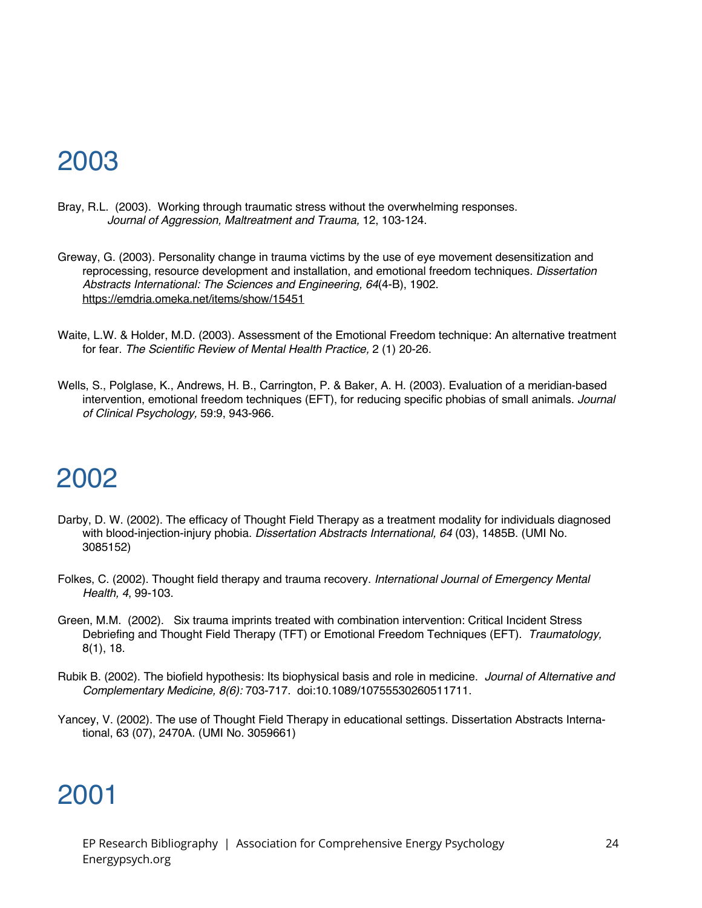# 2003

Bray, R.L. (2003). Working through traumatic stress without the overwhelming responses. *Journal of Aggression, Maltreatment and Trauma,* 12, 103-124.

Greway, G. (2003). Personality change in trauma victims by the use of eye movement desensitization and reprocessing, resource development and installation, and emotional freedom techniques. *Dissertation Abstracts International: The Sciences and Engineering, 64*(4-B), 1902. https://emdria.omeka.net/items/show/15451

Waite, L.W. & Holder, M.D. (2003). Assessment of the Emotional Freedom technique: An alternative treatment for fear. *The Scientific Review of Mental Health Practice,* 2 (1) 20-26.

Wells, S., Polglase, K., Andrews, H. B., Carrington, P. & Baker, A. H. (2003). Evaluation of a meridian-based intervention, emotional freedom techniques (EFT), for reducing specific phobias of small animals. *Journal of Clinical Psychology,* 59:9, 943-966.

# 2002

Darby, D. W. (2002). The efficacy of Thought Field Therapy as a treatment modality for individuals diagnosed with blood-injection-injury phobia. *Dissertation Abstracts International, 64* (03), 1485B. (UMI No. 3085152)

Folkes, C. (2002). Thought field therapy and trauma recovery. *International Journal of Emergency Mental Health, 4*, 99-103.

Green, M.M. (2002). Six trauma imprints treated with combination intervention: Critical Incident Stress Debriefing and Thought Field Therapy (TFT) or Emotional Freedom Techniques (EFT). *Traumatology,* 8(1), 18.

Rubik B. (2002). The biofield hypothesis: Its biophysical basis and role in medicine. *Journal of Alternative and Complementary Medicine, 8(6):* 703-717. doi:10.1089/10755530260511711.

Yancey, V. (2002). The use of Thought Field Therapy in educational settings. Dissertation Abstracts International, 63 (07), 2470A. (UMI No. 3059661)

# 2001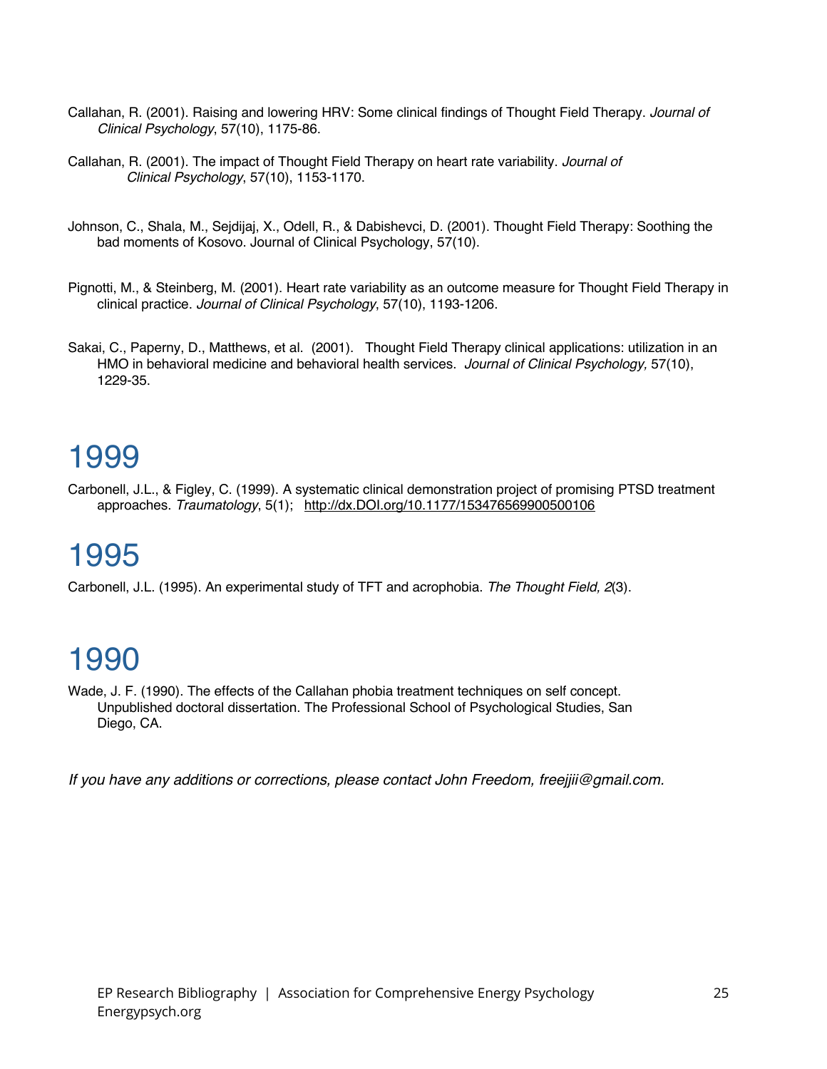Callahan, R. (2001). Raising and lowering HRV: Some clinical findings of Thought Field Therapy. *Journal of Clinical Psychology*, 57(10), 1175-86.

Callahan, R. (2001). The impact of Thought Field Therapy on heart rate variability. *Journal of Clinical Psychology*, 57(10), 1153-1170.

Johnson, C., Shala, M., Sejdijaj, X., Odell, R., & Dabishevci, D. (2001). Thought Field Therapy: Soothing the bad moments of Kosovo. Journal of Clinical Psychology, 57(10).

Pignotti, M., & Steinberg, M. (2001). Heart rate variability as an outcome measure for Thought Field Therapy in clinical practice. *Journal of Clinical Psychology*, 57(10), 1193-1206.

Sakai, C., Paperny, D., Matthews, et al. (2001). Thought Field Therapy clinical applications: utilization in an HMO in behavioral medicine and behavioral health services. *Journal of Clinical Psychology,* 57(10), 1229-35.

# 1999

Carbonell, J.L., & Figley, C. (1999). A systematic clinical demonstration project of promising PTSD treatment approaches. *Traumatology*, 5(1); http://dx.DOI.org/10.1177/153476569900500106

# 1995

Carbonell, J.L. (1995). An experimental study of TFT and acrophobia. *The Thought Field, 2*(3).

# 1990

Wade, J. F. (1990). The effects of the Callahan phobia treatment techniques on self concept. Unpublished doctoral dissertation. The Professional School of Psychological Studies, San Diego, CA.

*If you have any additions or corrections, please contact John Freedom, freejjii@gmail.com.*